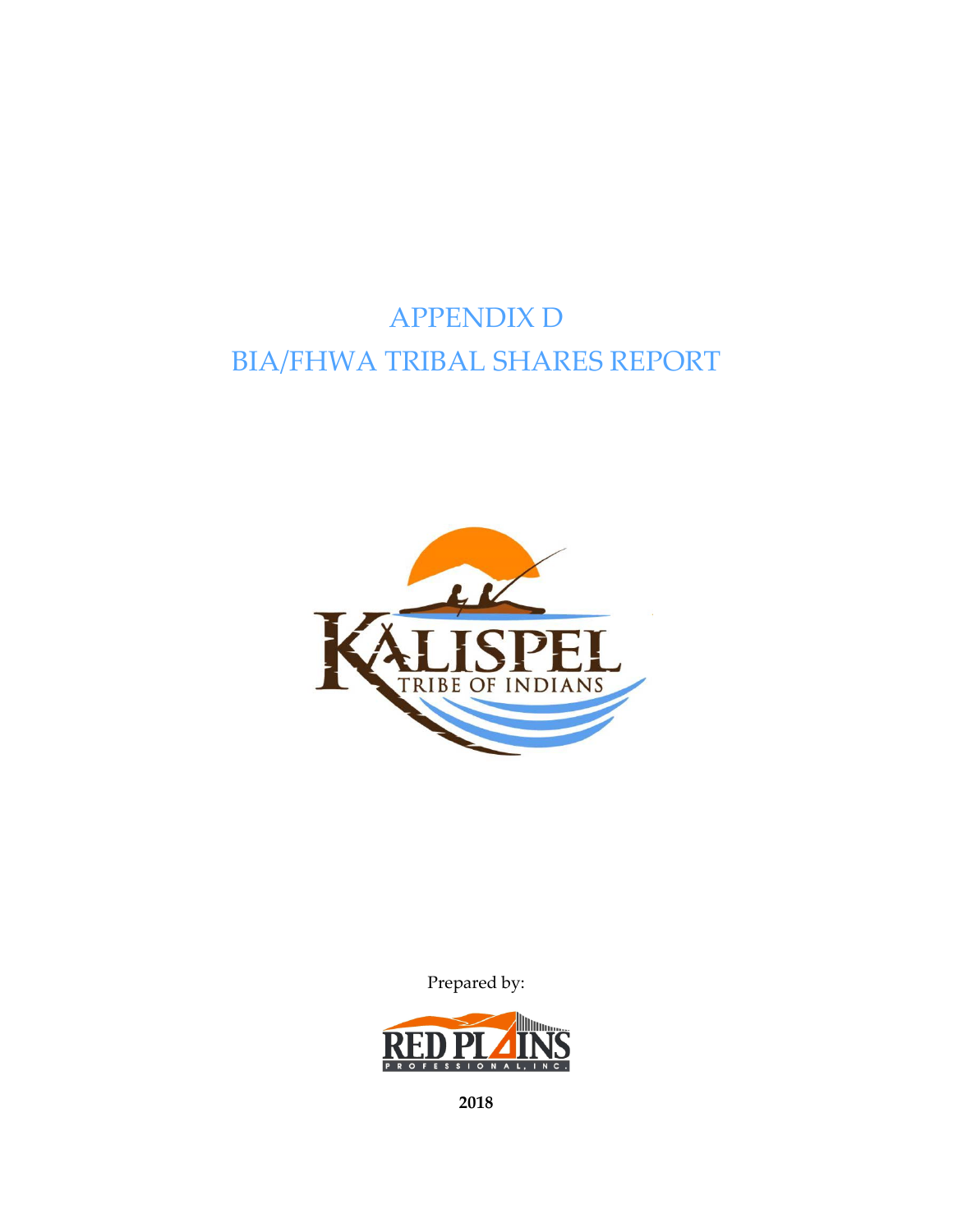# APPENDIX D
# BIA/FHWA TRIBAL SHARES REPORT

KALISPEL TRIBE OF INDIANS

Prepared by:

RED PLAINS PROFESSIONAL, INC.

**2018**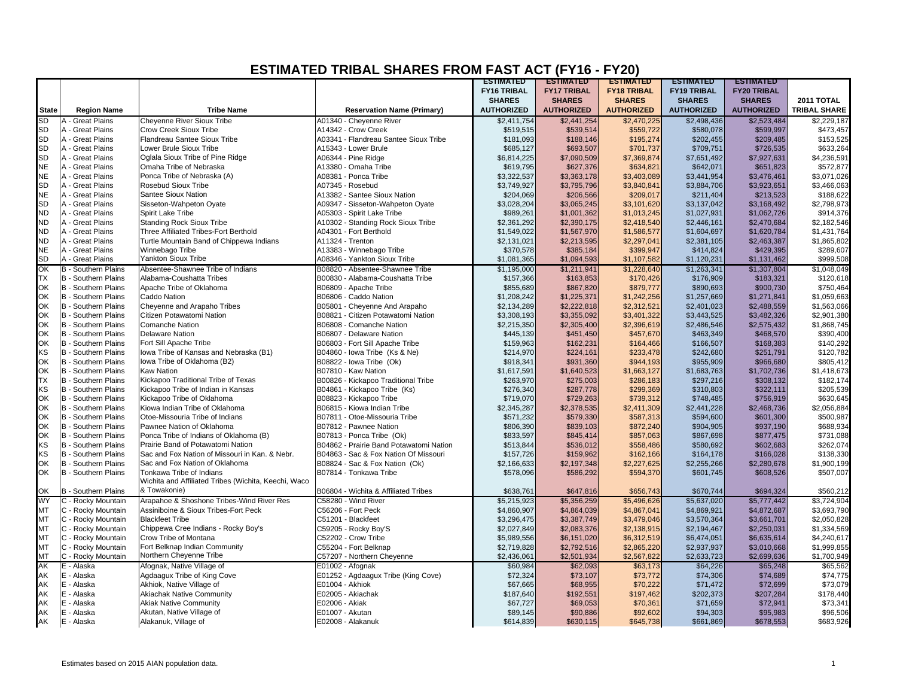# ESTIMATED TRIBAL SHARES FROM FAST ACT (FY16 - FY20)

| State | Region Name | Tribe Name | Reservation Name (Primary) | ESTIMATED FY16 TRIBAL SHARES AUTHORIZED | ESTIMATED FY17 TRIBAL SHARES AUTHORIZED | ESTIMATED FY18 TRIBAL SHARES AUTHORIZED | ESTIMATED FY19 TRIBAL SHARES AUTHORIZED | ESTIMATED FY20 TRIBAL SHARES AUTHORIZED | 2011 TOTAL TRIBAL SHARE |
|---|---|---|---|---|---|---|---|---|---|
| SD | A - Great Plains | Cheyenne River Sioux Tribe | A01340 - Cheyenne River | $2,411,754 | $2,441,254 | $2,470,225 | $2,498,436 | $2,523,484 | $2,229,187 |
| SD | A - Great Plains | Crow Creek Sioux Tribe | A14342 - Crow Creek | $519,515 | $539,514 | $559,722 | $580,078 | $599,997 | $473,457 |
| SD | A - Great Plains | Flandreau Santee Sioux Tribe | A03341 - Flandreau Santee Sioux Tribe | $181,093 | $188,146 | $195,274 | $202,455 | $209,485 | $153,525 |
| SD | A - Great Plains | Lower Brule Sioux Tribe | A15343 - Lower Brule | $685,127 | $693,507 | $701,737 | $709,751 | $726,535 | $633,264 |
| SD | A - Great Plains | Oglala Sioux Tribe of Pine Ridge | A06344 - Pine Ridge | $6,814,225 | $7,090,509 | $7,369,874 | $7,651,492 | $7,927,631 | $4,236,591 |
| NE | A - Great Plains | Omaha Tribe of Nebraska | A13380 - Omaha Tribe | $619,795 | $627,376 | $634,821 | $642,071 | $651,823 | $572,877 |
| NE | A - Great Plains | Ponca Tribe of Nebraska (A) | A08381 - Ponca Tribe | $3,322,537 | $3,363,178 | $3,403,089 | $3,441,954 | $3,476,461 | $3,071,026 |
| SD | A - Great Plains | Rosebud Sioux Tribe | A07345 - Rosebud | $3,749,927 | $3,795,796 | $3,840,841 | $3,884,706 | $3,923,651 | $3,466,063 |
| NE | A - Great Plains | Santee Sioux Nation | A13382 - Santee Sioux Nation | $204,069 | $206,566 | $209,017 | $211,404 | $213,523 | $188,622 |
| SD | A - Great Plains | Sisseton-Wahpeton Oyate | A09347 - Sisseton-Wahpeton Oyate | $3,028,204 | $3,065,245 | $3,101,620 | $3,137,042 | $3,168,492 | $2,798,973 |
| ND | A - Great Plains | Spirit Lake Tribe | A05303 - Spirit Lake Tribe | $989,261 | $1,001,362 | $1,013,245 | $1,027,931 | $1,062,726 | $914,376 |
| ND | A - Great Plains | Standing Rock Sioux Tribe | A10302 - Standing Rock Sioux Tribe | $2,361,292 | $2,390,175 | $2,418,540 | $2,446,161 | $2,470,684 | $2,182,546 |
| ND | A - Great Plains | Three Affiliated Tribes-Fort Berthold | A04301 - Fort Berthold | $1,549,022 | $1,567,970 | $1,586,577 | $1,604,697 | $1,620,784 | $1,431,764 |
| ND | A - Great Plains | Turtle Mountain Band of Chippewa Indians | A11324 - Trenton | $2,131,021 | $2,213,595 | $2,297,041 | $2,381,105 | $2,463,387 | $1,865,802 |
| NE | A - Great Plains | Winnebago Tribe | A13383 - Winnebago Tribe | $370,578 | $385,184 | $399,947 | $414,824 | $429,395 | $289,607 |
| SD | A - Great Plains | Yankton Sioux Tribe | A08346 - Yankton Sioux Tribe | $1,081,365 | $1,094,593 | $1,107,582 | $1,120,231 | $1,131,462 | $999,508 |
| OK | B - Southern Plains | Absentee-Shawnee Tribe of Indians | B08820 - Absentee-Shawnee Tribe | $1,195,000 | $1,211,941 | $1,228,640 | $1,263,341 | $1,307,804 | $1,048,049 |
| TX | B - Southern Plains | Alabama-Coushatta Tribes | B00830 - Alabama-Coushatta Tribe | $157,366 | $163,853 | $170,426 | $176,909 | $183,321 | $120,618 |
| OK | B - Southern Plains | Apache Tribe of Oklahoma | B06809 - Apache Tribe | $855,689 | $867,820 | $879,777 | $890,693 | $900,730 | $750,464 |
| OK | B - Southern Plains | Caddo Nation | B06806 - Caddo Nation | $1,208,242 | $1,225,371 | $1,242,256 | $1,257,669 | $1,271,841 | $1,059,663 |
| OK | B - Southern Plains | Cheyenne and Arapaho Tribes | B05801 - Cheyenne And Arapaho | $2,134,289 | $2,222,818 | $2,312,521 | $2,401,023 | $2,488,559 | $1,563,066 |
| OK | B - Southern Plains | Citizen Potawatomi Nation | B08821 - Citizen Potawatomi Nation | $3,308,193 | $3,355,092 | $3,401,322 | $3,443,525 | $3,482,326 | $2,901,380 |
| OK | B - Southern Plains | Comanche Nation | B06808 - Comanche Nation | $2,215,350 | $2,305,400 | $2,396,619 | $2,486,546 | $2,575,432 | $1,868,745 |
| OK | B - Southern Plains | Delaware Nation | B06807 - Delaware Nation | $445,139 | $451,450 | $457,670 | $463,349 | $468,570 | $390,400 |
| OK | B - Southern Plains | Fort Sill Apache Tribe | B06803 - Fort Sill Apache Tribe | $159,963 | $162,231 | $164,466 | $166,507 | $168,383 | $140,292 |
| KS | B - Southern Plains | Iowa Tribe of Kansas and Nebraska (B1) | B04860 - Iowa Tribe (Ks & Ne) | $214,970 | $224,161 | $233,478 | $242,680 | $251,791 | $120,782 |
| OK | B - Southern Plains | Iowa Tribe of Oklahoma (B2) | B08822 - Iowa Tribe (Ok) | $918,341 | $931,360 | $944,193 | $955,909 | $966,680 | $805,412 |
| OK | B - Southern Plains | Kaw Nation | B07810 - Kaw Nation | $1,617,591 | $1,640,523 | $1,663,127 | $1,683,763 | $1,702,736 | $1,418,673 |
| TX | B - Southern Plains | Kickapoo Traditional Tribe of Texas | B00826 - Kickapoo Traditional Tribe | $263,970 | $275,003 | $286,183 | $297,216 | $308,132 | $182,174 |
| KS | B - Southern Plains | Kickapoo Tribe of Indian in Kansas | B04861 - Kickapoo Tribe (Ks) | $276,340 | $287,778 | $299,369 | $310,803 | $322,111 | $205,539 |
| OK | B - Southern Plains | Kickapoo Tribe of Oklahoma | B08823 - Kickapoo Tribe | $719,070 | $729,263 | $739,312 | $748,485 | $756,919 | $630,645 |
| OK | B - Southern Plains | Kiowa Indian Tribe of Oklahoma | B06815 - Kiowa Indian Tribe | $2,345,287 | $2,378,535 | $2,411,309 | $2,441,228 | $2,468,736 | $2,056,884 |
| OK | B - Southern Plains | Otoe-Missouria Tribe of Indians | B07811 - Otoe-Missouria Tribe | $571,232 | $579,330 | $587,313 | $594,600 | $601,300 | $500,987 |
| OK | B - Southern Plains | Pawnee Nation of Oklahoma | B07812 - Pawnee Nation | $806,390 | $839,103 | $872,240 | $904,905 | $937,190 | $688,934 |
| OK | B - Southern Plains | Ponca Tribe of Indians of Oklahoma (B) | B07813 - Ponca Tribe (Ok) | $833,597 | $845,414 | $857,063 | $867,698 | $877,475 | $731,088 |
| KS | B - Southern Plains | Prairie Band of Potawatomi Nation | B04862 - Prairie Band Potawatomi Nation | $513,844 | $536,012 | $558,486 | $580,692 | $602,683 | $262,074 |
| KS | B - Southern Plains | Sac and Fox Nation of Missouri in Kan. & Nebr. | B04863 - Sac & Fox Nation Of Missouri | $157,726 | $159,962 | $162,166 | $164,178 | $166,028 | $138,330 |
| OK | B - Southern Plains | Sac and Fox Nation of Oklahoma | B08824 - Sac & Fox Nation (Ok) | $2,166,633 | $2,197,348 | $2,227,625 | $2,255,266 | $2,280,678 | $1,900,199 |
| OK | B - Southern Plains | Tonkawa Tribe of Indians | B07814 - Tonkawa Tribe | $578,096 | $586,292 | $594,370 | $601,745 | $608,526 | $507,007 |
| OK | B - Southern Plains | Wichita and Affiliated Tribes (Wichita, Keechi, Waco & Towakonie) | B06804 - Wichita & Affiliated Tribes | $638,761 | $647,816 | $656,743 | $670,744 | $694,324 | $560,212 |
| WY | C - Rocky Mountain | Arapahoe & Shoshone Tribes-Wind River Res | C58280 - Wind River | $5,215,923 | $5,356,259 | $5,496,626 | $5,637,020 | $5,777,442 | $3,724,904 |
| MT | C - Rocky Mountain | Assiniboine & Sioux Tribes-Fort Peck | C56206 - Fort Peck | $4,860,907 | $4,864,039 | $4,867,041 | $4,869,921 | $4,872,687 | $3,693,790 |
| MT | C - Rocky Mountain | Blackfeet Tribe | C51201 - Blackfeet | $3,296,475 | $3,387,749 | $3,479,046 | $3,570,364 | $3,661,701 | $2,050,828 |
| MT | C - Rocky Mountain | Chippewa Cree Indians - Rocky Boy's | C59205 - Rocky Boy'S | $2,027,849 | $2,083,376 | $2,138,915 | $2,194,467 | $2,250,031 | $1,334,569 |
| MT | C - Rocky Mountain | Crow Tribe of Montana | C52202 - Crow Tribe | $5,989,556 | $6,151,020 | $6,312,519 | $6,474,051 | $6,635,614 | $4,240,617 |
| MT | C - Rocky Mountain | Fort Belknap Indian Community | C55204 - Fort Belknap | $2,719,828 | $2,792,516 | $2,865,220 | $2,937,937 | $3,010,668 | $1,999,855 |
| MT | C - Rocky Mountain | Northern Cheyenne Tribe | C57207 - Northern Cheyenne | $2,436,061 | $2,501,934 | $2,567,822 | $2,633,723 | $2,699,636 | $1,700,949 |
| AK | E - Alaska | Afognak, Native Village of | E01002 - Afognak | $60,984 | $62,093 | $63,173 | $64,226 | $65,248 | $65,562 |
| AK | E - Alaska | Agdaagux Tribe of King Cove | E01252 - Agdaagux Tribe (King Cove) | $72,324 | $73,107 | $73,772 | $74,306 | $74,689 | $74,775 |
| AK | E - Alaska | Akhiok, Native Village of | E01004 - Akhiok | $67,665 | $68,955 | $70,222 | $71,472 | $72,699 | $73,079 |
| AK | E - Alaska | Akiachak Native Community | E02005 - Akiachak | $187,640 | $192,551 | $197,462 | $202,373 | $207,284 | $178,440 |
| AK | E - Alaska | Akiak Native Community | E02006 - Akiak | $67,727 | $69,053 | $70,361 | $71,659 | $72,941 | $73,341 |
| AK | E - Alaska | Akutan, Native Village of | E01007 - Akutan | $89,145 | $90,886 | $92,602 | $94,303 | $95,983 | $96,506 |
| AK | E - Alaska | Alakanuk, Village of | E02008 - Alakanuk | $614,839 | $630,115 | $645,738 | $661,869 | $678,553 | $683,926 |

Estimates based on 2015 AIAN population data.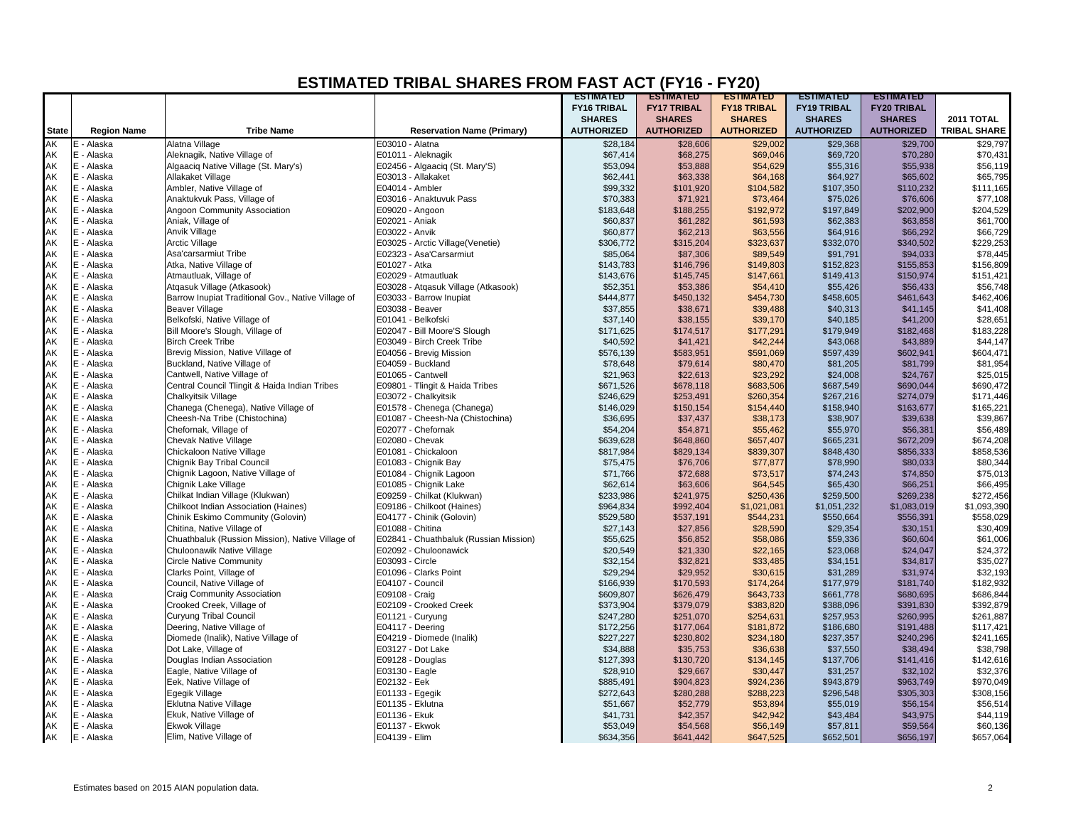# ESTIMATED TRIBAL SHARES FROM FAST ACT (FY16 - FY20)

| State | Region Name | Tribe Name | Reservation Name (Primary) | ESTIMATED FY16 TRIBAL SHARES AUTHORIZED | ESTIMATED FY17 TRIBAL SHARES AUTHORIZED | ESTIMATED FY18 TRIBAL SHARES AUTHORIZED | ESTIMATED FY19 TRIBAL SHARES AUTHORIZED | ESTIMATED FY20 TRIBAL SHARES AUTHORIZED | 2011 TOTAL TRIBAL SHARE |
|---|---|---|---|---|---|---|---|---|---|
| AK | E - Alaska | Alatna Village | E03010 - Alatna | $28,184 | $28,606 | $29,002 | $29,368 | $29,700 | $29,797 |
| AK | E - Alaska | Aleknagik, Native Village of | E01011 - Aleknagik | $67,414 | $68,275 | $69,046 | $69,720 | $70,280 | $70,431 |
| AK | E - Alaska | Algaaciq Native Village (St. Mary's) | E02456 - Algaaciq (St. Mary'S) | $53,094 | $53,888 | $54,629 | $55,316 | $55,938 | $56,119 |
| AK | E - Alaska | Allakaket Village | E03013 - Allakaket | $62,441 | $63,338 | $64,168 | $64,927 | $65,602 | $65,795 |
| AK | E - Alaska | Ambler, Native Village of | E04014 - Ambler | $99,332 | $101,920 | $104,582 | $107,350 | $110,232 | $111,165 |
| AK | E - Alaska | Anaktukvuk Pass, Village of | E03016 - Anaktuvuk Pass | $70,383 | $71,921 | $73,464 | $75,026 | $76,606 | $77,108 |
| AK | E - Alaska | Angoon Community Association | E09020 - Angoon | $183,648 | $188,255 | $192,972 | $197,849 | $202,900 | $204,529 |
| AK | E - Alaska | Aniak, Village of | E02021 - Aniak | $60,837 | $61,282 | $61,593 | $62,383 | $63,858 | $61,700 |
| AK | E - Alaska | Anvik Village | E03022 - Anvik | $60,877 | $62,213 | $63,556 | $64,916 | $66,292 | $66,729 |
| AK | E - Alaska | Arctic Village | E03025 - Arctic Village(Venetie) | $306,772 | $315,204 | $323,637 | $332,070 | $340,502 | $229,253 |
| AK | E - Alaska | Asa'carsarmiut Tribe | E02323 - Asa'Carsarmiut | $85,064 | $87,306 | $89,549 | $91,791 | $94,033 | $78,445 |
| AK | E - Alaska | Atka, Native Village of | E01027 - Atka | $143,783 | $146,796 | $149,803 | $152,823 | $155,853 | $156,809 |
| AK | E - Alaska | Atmautluak, Village of | E02029 - Atmautluak | $143,676 | $145,745 | $147,661 | $149,413 | $150,974 | $151,421 |
| AK | E - Alaska | Atqasuk Village (Atkasook) | E03028 - Atqasuk Village (Atkasook) | $52,351 | $53,386 | $54,410 | $55,426 | $56,433 | $56,748 |
| AK | E - Alaska | Barrow Inupiat Traditional Gov., Native Village of | E03033 - Barrow Inupiat | $444,877 | $450,132 | $454,730 | $458,605 | $461,643 | $462,406 |
| AK | E - Alaska | Beaver Village | E03038 - Beaver | $37,855 | $38,671 | $39,488 | $40,313 | $41,145 | $41,408 |
| AK | E - Alaska | Belkofski, Native Village of | E01041 - Belkofski | $37,140 | $38,155 | $39,170 | $40,185 | $41,200 | $28,651 |
| AK | E - Alaska | Bill Moore's Slough, Village of | E02047 - Bill Moore'S Slough | $171,625 | $174,517 | $177,291 | $179,949 | $182,468 | $183,228 |
| AK | E - Alaska | Birch Creek Tribe | E03049 - Birch Creek Tribe | $40,592 | $41,421 | $42,244 | $43,068 | $43,889 | $44,147 |
| AK | E - Alaska | Brevig Mission, Native Village of | E04056 - Brevig Mission | $576,139 | $583,951 | $591,069 | $597,439 | $602,941 | $604,471 |
| AK | E - Alaska | Buckland, Native Village of | E04059 - Buckland | $78,648 | $79,614 | $80,470 | $81,205 | $81,799 | $81,954 |
| AK | E - Alaska | Cantwell, Native Village of | E01065 - Cantwell | $21,963 | $22,613 | $23,292 | $24,008 | $24,767 | $25,015 |
| AK | E - Alaska | Central Council Tlingit & Haida Indian Tribes | E09801 - Tlingit & Haida Tribes | $671,526 | $678,118 | $683,506 | $687,549 | $690,044 | $690,472 |
| AK | E - Alaska | Chalkyitsik Village | E03072 - Chalkyitsik | $246,629 | $253,491 | $260,354 | $267,216 | $274,079 | $171,446 |
| AK | E - Alaska | Chanega (Chenega), Native Village of | E01578 - Chenega (Chanega) | $146,029 | $150,154 | $154,440 | $158,940 | $163,677 | $165,221 |
| AK | E - Alaska | Cheesh-Na Tribe (Chistochina) | E01087 - Cheesh-Na (Chistochina) | $36,695 | $37,437 | $38,173 | $38,907 | $39,638 | $39,867 |
| AK | E - Alaska | Chefornak, Village of | E02077 - Chefornak | $54,204 | $54,871 | $55,462 | $55,970 | $56,381 | $56,489 |
| AK | E - Alaska | Chevak Native Village | E02080 - Chevak | $639,628 | $648,860 | $657,407 | $665,231 | $672,209 | $674,208 |
| AK | E - Alaska | Chickaloon Native Village | E01081 - Chickaloon | $817,984 | $829,134 | $839,307 | $848,430 | $856,333 | $858,536 |
| AK | E - Alaska | Chignik Bay Tribal Council | E01083 - Chignik Bay | $75,475 | $76,706 | $77,877 | $78,990 | $80,033 | $80,344 |
| AK | E - Alaska | Chignik Lagoon, Native Village of | E01084 - Chignik Lagoon | $71,766 | $72,688 | $73,517 | $74,243 | $74,850 | $75,013 |
| AK | E - Alaska | Chignik Lake Village | E01085 - Chignik Lake | $62,614 | $63,606 | $64,545 | $65,430 | $66,251 | $66,495 |
| AK | E - Alaska | Chilkat Indian Village (Klukwan) | E09259 - Chilkat (Klukwan) | $233,986 | $241,975 | $250,436 | $259,500 | $269,238 | $272,456 |
| AK | E - Alaska | Chilkoot Indian Association (Haines) | E09186 - Chilkoot (Haines) | $964,834 | $992,404 | $1,021,081 | $1,051,232 | $1,083,019 | $1,093,390 |
| AK | E - Alaska | Chinik Eskimo Community (Golovin) | E04177 - Chinik (Golovin) | $529,580 | $537,191 | $544,231 | $550,664 | $556,391 | $558,029 |
| AK | E - Alaska | Chitina, Native Village of | E01088 - Chitina | $27,143 | $27,856 | $28,590 | $29,354 | $30,151 | $30,409 |
| AK | E - Alaska | Chuathbaluk (Russion Mission), Native Village of | E02841 - Chuathbaluk (Russian Mission) | $55,625 | $56,852 | $58,086 | $59,336 | $60,604 | $61,006 |
| AK | E - Alaska | Chuloonawik Native Village | E02092 - Chuloonawick | $20,549 | $21,330 | $22,165 | $23,068 | $24,047 | $24,372 |
| AK | E - Alaska | Circle Native Community | E03093 - Circle | $32,154 | $32,821 | $33,485 | $34,151 | $34,817 | $35,027 |
| AK | E - Alaska | Clarks Point, Village of | E01096 - Clarks Point | $29,294 | $29,952 | $30,615 | $31,289 | $31,974 | $32,193 |
| AK | E - Alaska | Council, Native Village of | E04107 - Council | $166,939 | $170,593 | $174,264 | $177,979 | $181,740 | $182,932 |
| AK | E - Alaska | Craig Community Association | E09108 - Craig | $609,807 | $626,479 | $643,733 | $661,778 | $680,695 | $686,844 |
| AK | E - Alaska | Crooked Creek, Village of | E02109 - Crooked Creek | $373,904 | $379,079 | $383,820 | $388,096 | $391,830 | $392,879 |
| AK | E - Alaska | Curyung Tribal Council | E01121 - Curyung | $247,280 | $251,070 | $254,631 | $257,953 | $260,995 | $261,887 |
| AK | E - Alaska | Deering, Native Village of | E04117 - Deering | $172,256 | $177,064 | $181,872 | $186,680 | $191,488 | $117,421 |
| AK | E - Alaska | Diomede (Inalik), Native Village of | E04219 - Diomede (Inalik) | $227,227 | $230,802 | $234,180 | $237,357 | $240,296 | $241,165 |
| AK | E - Alaska | Dot Lake, Village of | E03127 - Dot Lake | $34,888 | $35,753 | $36,638 | $37,550 | $38,494 | $38,798 |
| AK | E - Alaska | Douglas Indian Association | E09128 - Douglas | $127,393 | $130,720 | $134,145 | $137,706 | $141,416 | $142,616 |
| AK | E - Alaska | Eagle, Native Village of | E03130 - Eagle | $28,910 | $29,667 | $30,447 | $31,257 | $32,102 | $32,376 |
| AK | E - Alaska | Eek, Native Village of | E02132 - Eek | $885,491 | $904,823 | $924,236 | $943,879 | $963,749 | $970,049 |
| AK | E - Alaska | Egegik Village | E01133 - Egegik | $272,643 | $280,288 | $288,223 | $296,548 | $305,303 | $308,156 |
| AK | E - Alaska | Eklutna Native Village | E01135 - Eklutna | $51,667 | $52,779 | $53,894 | $55,019 | $56,154 | $56,514 |
| AK | E - Alaska | Ekuk, Native Village of | E01136 - Ekuk | $41,731 | $42,357 | $42,942 | $43,484 | $43,975 | $44,119 |
| AK | E - Alaska | Ekwok Village | E01137 - Ekwok | $53,049 | $54,568 | $56,149 | $57,811 | $59,564 | $60,136 |
| AK | E - Alaska | Elim, Native Village of | E04139 - Elim | $634,356 | $641,442 | $647,525 | $652,501 | $656,197 | $657,064 |

Estimates based on 2015 AIAN population data.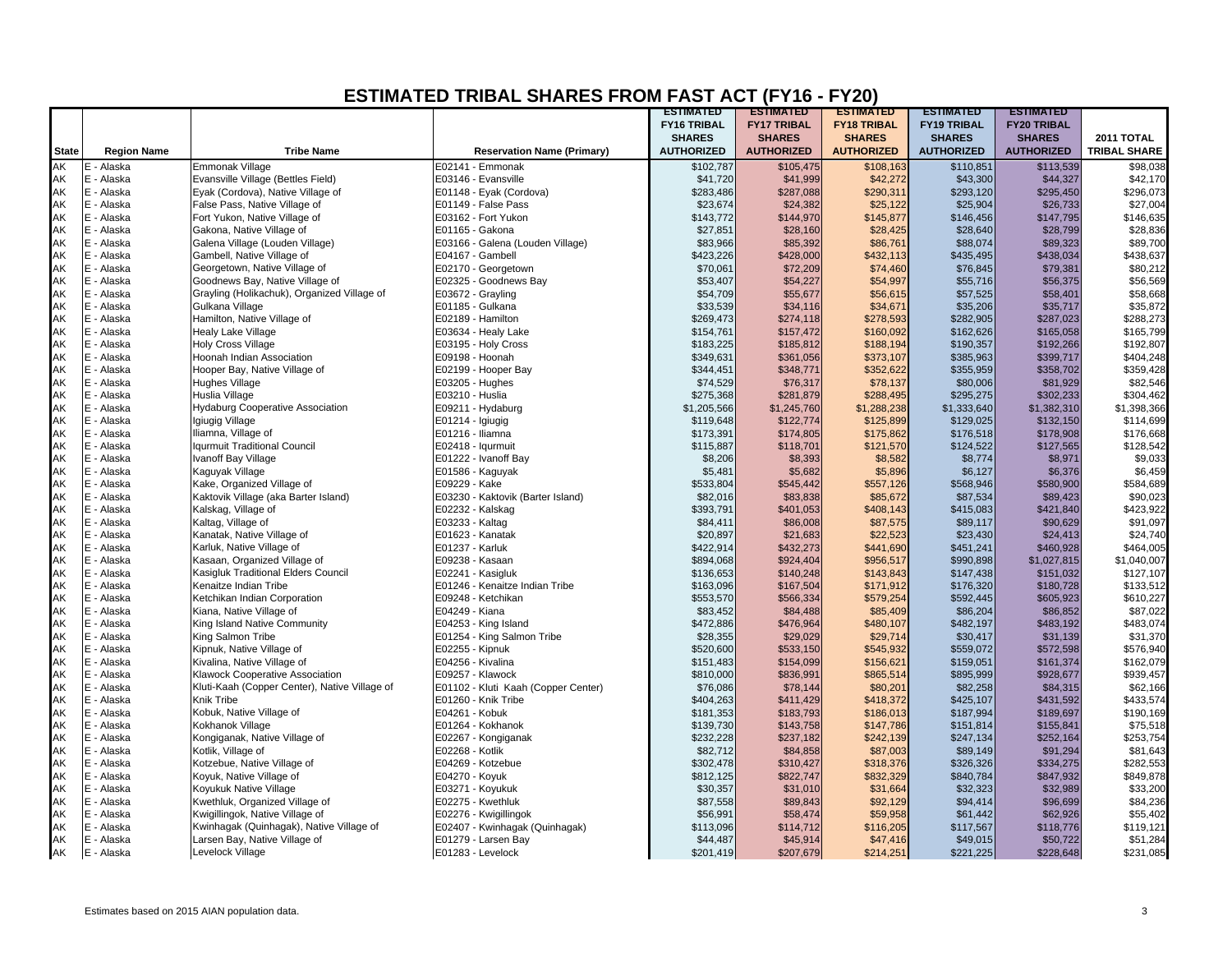# ESTIMATED TRIBAL SHARES FROM FAST ACT (FY16 - FY20)

| State | Region Name | Tribe Name | Reservation Name (Primary) | ESTIMATED FY16 TRIBAL SHARES AUTHORIZED | ESTIMATED FY17 TRIBAL SHARES AUTHORIZED | ESTIMATED FY18 TRIBAL SHARES AUTHORIZED | ESTIMATED FY19 TRIBAL SHARES AUTHORIZED | ESTIMATED FY20 TRIBAL SHARES AUTHORIZED | 2011 TOTAL TRIBAL SHARE |
|---|---|---|---|---|---|---|---|---|---|
| AK | E - Alaska | Emmonak Village | E02141 - Emmonak | $102,787 | $105,475 | $108,163 | $110,851 | $113,539 | $98,038 |
| AK | E - Alaska | Evansville Village (Bettles Field) | E03146 - Evansville | $41,720 | $41,999 | $42,272 | $43,300 | $44,327 | $42,170 |
| AK | E - Alaska | Eyak (Cordova), Native Village of | E01148 - Eyak (Cordova) | $283,486 | $287,088 | $290,311 | $293,120 | $295,450 | $296,073 |
| AK | E - Alaska | False Pass, Native Village of | E01149 - False Pass | $23,674 | $24,382 | $25,122 | $25,904 | $26,733 | $27,004 |
| AK | E - Alaska | Fort Yukon, Native Village of | E03162 - Fort Yukon | $143,772 | $144,970 | $145,877 | $146,456 | $147,795 | $146,635 |
| AK | E - Alaska | Gakona, Native Village of | E01165 - Gakona | $27,851 | $28,160 | $28,425 | $28,640 | $28,799 | $28,836 |
| AK | E - Alaska | Galena Village (Louden Village) | E03166 - Galena (Louden Village) | $83,966 | $85,392 | $86,761 | $88,074 | $89,323 | $89,700 |
| AK | E - Alaska | Gambell, Native Village of | E04167 - Gambell | $423,226 | $428,000 | $432,113 | $435,495 | $438,034 | $438,637 |
| AK | E - Alaska | Georgetown, Native Village of | E02170 - Georgetown | $70,061 | $72,209 | $74,460 | $76,845 | $79,381 | $80,212 |
| AK | E - Alaska | Goodnews Bay, Native Village of | E02325 - Goodnews Bay | $53,407 | $54,227 | $54,997 | $55,716 | $56,375 | $56,569 |
| AK | E - Alaska | Grayling (Holikachuk), Organized Village of | E03672 - Grayling | $54,709 | $55,677 | $56,615 | $57,525 | $58,401 | $58,668 |
| AK | E - Alaska | Gulkana Village | E01185 - Gulkana | $33,539 | $34,116 | $34,671 | $35,206 | $35,717 | $35,872 |
| AK | E - Alaska | Hamilton, Native Village of | E02189 - Hamilton | $269,473 | $274,118 | $278,593 | $282,905 | $287,023 | $288,273 |
| AK | E - Alaska | Healy Lake Village | E03634 - Healy Lake | $154,761 | $157,472 | $160,092 | $162,626 | $165,058 | $165,799 |
| AK | E - Alaska | Holy Cross Village | E03195 - Holy Cross | $183,225 | $185,812 | $188,194 | $190,357 | $192,266 | $192,807 |
| AK | E - Alaska | Hoonah Indian Association | E09198 - Hoonah | $349,631 | $361,056 | $373,107 | $385,963 | $399,717 | $404,248 |
| AK | E - Alaska | Hooper Bay, Native Village of | E02199 - Hooper Bay | $344,451 | $348,771 | $352,622 | $355,959 | $358,702 | $359,428 |
| AK | E - Alaska | Hughes Village | E03205 - Hughes | $74,529 | $76,317 | $78,137 | $80,006 | $81,929 | $82,546 |
| AK | E - Alaska | Huslia Village | E03210 - Huslia | $275,368 | $281,879 | $288,495 | $295,275 | $302,233 | $304,462 |
| AK | E - Alaska | Hydaburg Cooperative Association | E09211 - Hydaburg | $1,205,566 | $1,245,760 | $1,288,238 | $1,333,640 | $1,382,310 | $1,398,366 |
| AK | E - Alaska | Igiugig Village | E01214 - Igiugig | $119,648 | $122,774 | $125,899 | $129,025 | $132,150 | $114,699 |
| AK | E - Alaska | Iliamna, Village of | E01216 - Iliamna | $173,391 | $174,805 | $175,862 | $176,518 | $178,908 | $176,668 |
| AK | E - Alaska | Iqurmuit Traditional Council | E02418 - Iqurmuit | $115,887 | $118,701 | $121,570 | $124,522 | $127,565 | $128,542 |
| AK | E - Alaska | Ivanoff Bay Village | E01222 - Ivanoff Bay | $8,206 | $8,393 | $8,582 | $8,774 | $8,971 | $9,033 |
| AK | E - Alaska | Kaguyak Village | E01586 - Kaguyak | $5,481 | $5,682 | $5,896 | $6,127 | $6,376 | $6,459 |
| AK | E - Alaska | Kake, Organized Village of | E09229 - Kake | $533,804 | $545,442 | $557,126 | $568,946 | $580,900 | $584,689 |
| AK | E - Alaska | Kaktovik Village (aka Barter Island) | E03230 - Kaktovik (Barter Island) | $82,016 | $83,838 | $85,672 | $87,534 | $89,423 | $90,023 |
| AK | E - Alaska | Kalskag, Village of | E02232 - Kalskag | $393,791 | $401,053 | $408,143 | $415,083 | $421,840 | $423,922 |
| AK | E - Alaska | Kaltag, Village of | E03233 - Kaltag | $84,411 | $86,008 | $87,575 | $89,117 | $90,629 | $91,097 |
| AK | E - Alaska | Kanatak, Native Village of | E01623 - Kanatak | $20,897 | $21,683 | $22,523 | $23,430 | $24,413 | $24,740 |
| AK | E - Alaska | Karluk, Native Village of | E01237 - Karluk | $422,914 | $432,273 | $441,690 | $451,241 | $460,928 | $464,005 |
| AK | E - Alaska | Kasaan, Organized Village of | E09238 - Kasaan | $894,068 | $924,404 | $956,517 | $990,898 | $1,027,815 | $1,040,007 |
| AK | E - Alaska | Kasigluk Traditional Elders Council | E02241 - Kasigluk | $136,653 | $140,248 | $143,843 | $147,438 | $151,032 | $127,107 |
| AK | E - Alaska | Kenaitze Indian Tribe | E01246 - Kenaitze Indian Tribe | $163,096 | $167,504 | $171,912 | $176,320 | $180,728 | $133,512 |
| AK | E - Alaska | Ketchikan Indian Corporation | E09248 - Ketchikan | $553,570 | $566,334 | $579,254 | $592,445 | $605,923 | $610,227 |
| AK | E - Alaska | Kiana, Native Village of | E04249 - Kiana | $83,452 | $84,488 | $85,409 | $86,204 | $86,852 | $87,022 |
| AK | E - Alaska | King Island Native Community | E04253 - King Island | $472,886 | $476,964 | $480,107 | $482,197 | $483,192 | $483,074 |
| AK | E - Alaska | King Salmon Tribe | E01254 - King Salmon Tribe | $28,355 | $29,029 | $29,714 | $30,417 | $31,139 | $31,370 |
| AK | E - Alaska | Kipnuk, Native Village of | E02255 - Kipnuk | $520,600 | $533,150 | $545,932 | $559,072 | $572,598 | $576,940 |
| AK | E - Alaska | Kivalina, Native Village of | E04256 - Kivalina | $151,483 | $154,099 | $156,621 | $159,051 | $161,374 | $162,079 |
| AK | E - Alaska | Klawock Cooperative Association | E09257 - Klawock | $810,000 | $836,991 | $865,514 | $895,999 | $928,677 | $939,457 |
| AK | E - Alaska | Kluti-Kaah (Copper Center), Native Village of | E01102 - Kluti Kaah (Copper Center) | $76,086 | $78,144 | $80,201 | $82,258 | $84,315 | $62,166 |
| AK | E - Alaska | Knik Tribe | E01260 - Knik Tribe | $404,263 | $411,429 | $418,372 | $425,107 | $431,592 | $433,574 |
| AK | E - Alaska | Kobuk, Native Village of | E04261 - Kobuk | $181,353 | $183,793 | $186,013 | $187,994 | $189,697 | $190,169 |
| AK | E - Alaska | Kokhanok Village | E01264 - Kokhanok | $139,730 | $143,758 | $147,786 | $151,814 | $155,841 | $75,518 |
| AK | E - Alaska | Kongiganak, Native Village of | E02267 - Kongiganak | $232,228 | $237,182 | $242,139 | $247,134 | $252,164 | $253,754 |
| AK | E - Alaska | Kotlik, Village of | E02268 - Kotlik | $82,712 | $84,858 | $87,003 | $89,149 | $91,294 | $81,643 |
| AK | E - Alaska | Kotzebue, Native Village of | E04269 - Kotzebue | $302,478 | $310,427 | $318,376 | $326,326 | $334,275 | $282,553 |
| AK | E - Alaska | Koyuk, Native Village of | E04270 - Koyuk | $812,125 | $822,747 | $832,329 | $840,784 | $847,932 | $849,878 |
| AK | E - Alaska | Koyukuk Native Village | E03271 - Koyukuk | $30,357 | $31,010 | $31,664 | $32,323 | $32,989 | $33,200 |
| AK | E - Alaska | Kwethluk, Organized Village of | E02275 - Kwethluk | $87,558 | $89,843 | $92,129 | $94,414 | $96,699 | $84,236 |
| AK | E - Alaska | Kwigillingok, Native Village of | E02276 - Kwigillingok | $56,991 | $58,474 | $59,958 | $61,442 | $62,926 | $55,402 |
| AK | E - Alaska | Kwinhagak (Quinhagak), Native Village of | E02407 - Kwinhagak (Quinhagak) | $113,096 | $114,712 | $116,205 | $117,567 | $118,776 | $119,121 |
| AK | E - Alaska | Larsen Bay, Native Village of | E01279 - Larsen Bay | $44,487 | $45,914 | $47,416 | $49,015 | $50,722 | $51,284 |
| AK | E - Alaska | Levelock Village | E01283 - Levelock | $201,419 | $207,679 | $214,251 | $221,225 | $228,648 | $231,085 |

Estimates based on 2015 AIAN population data.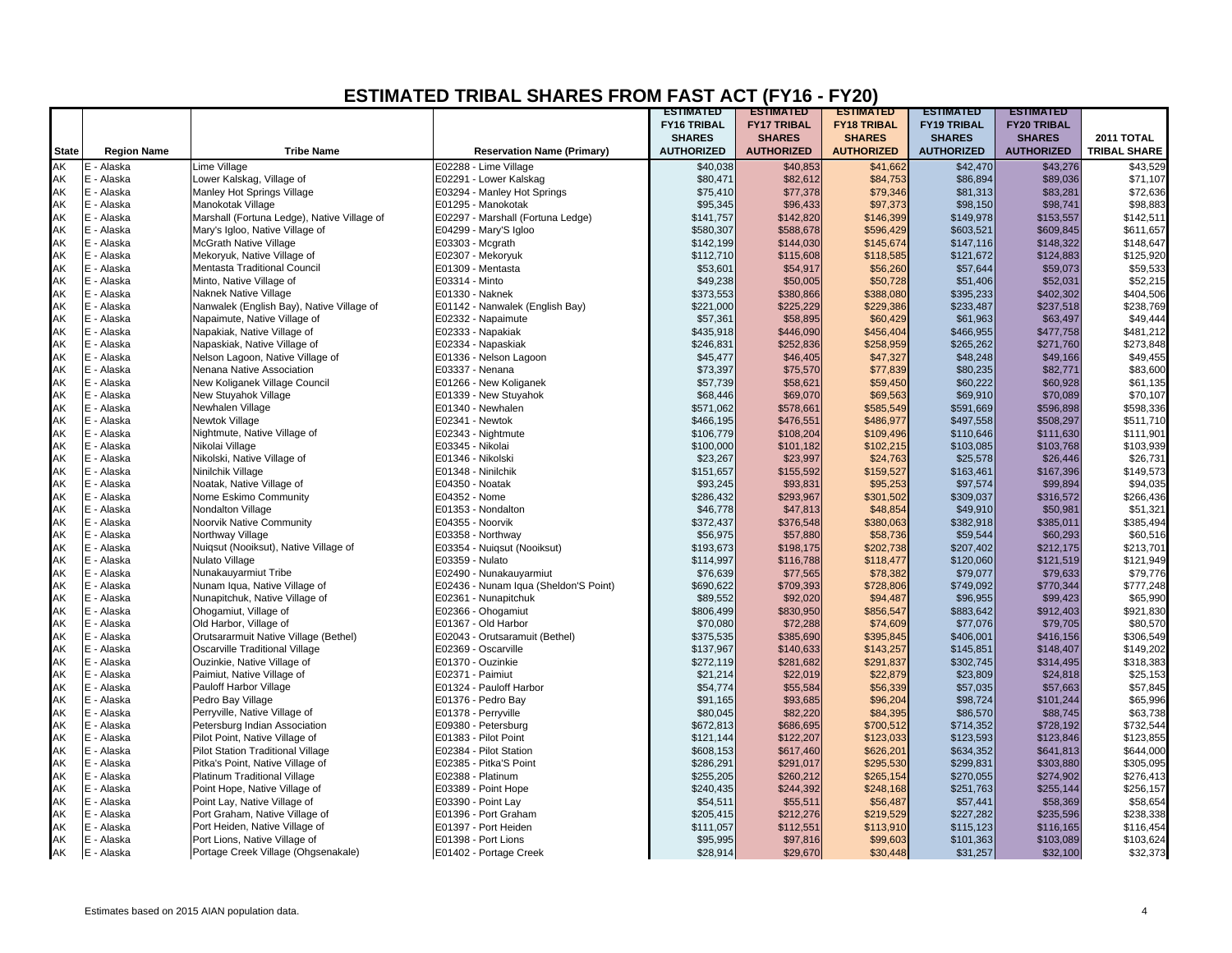# ESTIMATED TRIBAL SHARES FROM FAST ACT (FY16 - FY20)

| State | Region Name | Tribe Name | Reservation Name (Primary) | ESTIMATED FY16 TRIBAL SHARES AUTHORIZED | ESTIMATED FY17 TRIBAL SHARES AUTHORIZED | ESTIMATED FY18 TRIBAL SHARES AUTHORIZED | ESTIMATED FY19 TRIBAL SHARES AUTHORIZED | ESTIMATED FY20 TRIBAL SHARES AUTHORIZED | 2011 TOTAL TRIBAL SHARE |
|---|---|---|---|---|---|---|---|---|---|
| AK | E - Alaska | Lime Village | E02288 - Lime Village | $40,038 | $40,853 | $41,662 | $42,470 | $43,276 | $43,529 |
| AK | E - Alaska | Lower Kalskag, Village of | E02291 - Lower Kalskag | $80,471 | $82,612 | $84,753 | $86,894 | $89,036 | $71,107 |
| AK | E - Alaska | Manley Hot Springs Village | E03294 - Manley Hot Springs | $75,410 | $77,378 | $79,346 | $81,313 | $83,281 | $72,636 |
| AK | E - Alaska | Manokotak Village | E01295 - Manokotak | $95,345 | $96,433 | $97,373 | $98,150 | $98,741 | $98,883 |
| AK | E - Alaska | Marshall (Fortuna Ledge), Native Village of | E02297 - Marshall (Fortuna Ledge) | $141,757 | $142,820 | $146,399 | $149,978 | $153,557 | $142,511 |
| AK | E - Alaska | Mary's Igloo, Native Village of | E04299 - Mary'S Igloo | $580,307 | $588,678 | $596,429 | $603,521 | $609,845 | $611,657 |
| AK | E - Alaska | McGrath Native Village | E03303 - Mcgrath | $142,199 | $144,030 | $145,674 | $147,116 | $148,322 | $148,647 |
| AK | E - Alaska | Mekoryuk, Native Village of | E02307 - Mekoryuk | $112,710 | $115,608 | $118,585 | $121,672 | $124,883 | $125,920 |
| AK | E - Alaska | Mentasta Traditional Council | E01309 - Mentasta | $53,601 | $54,917 | $56,260 | $57,644 | $59,073 | $59,533 |
| AK | E - Alaska | Minto, Native Village of | E03314 - Minto | $49,238 | $50,005 | $50,728 | $51,406 | $52,031 | $52,215 |
| AK | E - Alaska | Naknek Native Village | E01330 - Naknek | $373,553 | $380,866 | $388,080 | $395,233 | $402,302 | $404,506 |
| AK | E - Alaska | Nanwalek (English Bay), Native Village of | E01142 - Nanwalek (English Bay) | $221,000 | $225,229 | $229,386 | $233,487 | $237,518 | $238,769 |
| AK | E - Alaska | Napaimute, Native Village of | E02332 - Napaimute | $57,361 | $58,895 | $60,429 | $61,963 | $63,497 | $49,444 |
| AK | E - Alaska | Napakiak, Native Village of | E02333 - Napakiak | $435,918 | $446,090 | $456,404 | $466,955 | $477,758 | $481,212 |
| AK | E - Alaska | Napaskiak, Native Village of | E02334 - Napaskiak | $246,831 | $252,836 | $258,959 | $265,262 | $271,760 | $273,848 |
| AK | E - Alaska | Nelson Lagoon, Native Village of | E01336 - Nelson Lagoon | $45,477 | $46,405 | $47,327 | $48,248 | $49,166 | $49,455 |
| AK | E - Alaska | Nenana Native Association | E03337 - Nenana | $73,397 | $75,570 | $77,839 | $80,235 | $82,771 | $83,600 |
| AK | E - Alaska | New Koliganek Village Council | E01266 - New Koliganek | $57,739 | $58,621 | $59,450 | $60,222 | $60,928 | $61,135 |
| AK | E - Alaska | New Stuyahok Village | E01339 - New Stuyahok | $68,446 | $69,070 | $69,563 | $69,910 | $70,089 | $70,107 |
| AK | E - Alaska | Newhalen Village | E01340 - Newhalen | $571,062 | $578,661 | $585,549 | $591,669 | $596,898 | $598,336 |
| AK | E - Alaska | Newtok Village | E02341 - Newtok | $466,195 | $476,551 | $486,977 | $497,558 | $508,297 | $511,710 |
| AK | E - Alaska | Nightmute, Native Village of | E02343 - Nightmute | $106,779 | $108,204 | $109,496 | $110,646 | $111,630 | $111,901 |
| AK | E - Alaska | Nikolai Village | E03345 - Nikolai | $100,000 | $101,182 | $102,215 | $103,085 | $103,768 | $103,939 |
| AK | E - Alaska | Nikolski, Native Village of | E01346 - Nikolski | $23,267 | $23,997 | $24,763 | $25,578 | $26,446 | $26,731 |
| AK | E - Alaska | Ninilchik Village | E01348 - Ninilchik | $151,657 | $155,592 | $159,527 | $163,461 | $167,396 | $149,573 |
| AK | E - Alaska | Noatak, Native Village of | E04350 - Noatak | $93,245 | $93,831 | $95,253 | $97,574 | $99,894 | $94,035 |
| AK | E - Alaska | Nome Eskimo Community | E04352 - Nome | $286,432 | $293,967 | $301,502 | $309,037 | $316,572 | $266,436 |
| AK | E - Alaska | Nondalton Village | E01353 - Nondalton | $46,778 | $47,813 | $48,854 | $49,910 | $50,981 | $51,321 |
| AK | E - Alaska | Noorvik Native Community | E04355 - Noorvik | $372,437 | $376,548 | $380,063 | $382,918 | $385,011 | $385,494 |
| AK | E - Alaska | Northway Village | E03358 - Northway | $56,975 | $57,880 | $58,736 | $59,544 | $60,293 | $60,516 |
| AK | E - Alaska | Nuiqsut (Nooiksut), Native Village of | E03354 - Nuiqsut (Nooiksut) | $193,673 | $198,175 | $202,738 | $207,402 | $212,175 | $213,701 |
| AK | E - Alaska | Nulato Village | E03359 - Nulato | $114,997 | $116,788 | $118,477 | $120,060 | $121,519 | $121,949 |
| AK | E - Alaska | Nunakauyarmiut Tribe | E02490 - Nunakauyarmiut | $76,639 | $77,565 | $78,382 | $79,077 | $79,633 | $79,776 |
| AK | E - Alaska | Nunam Iqua, Native Village of | E02436 - Nunam Iqua (Sheldon'S Point) | $690,622 | $709,393 | $728,806 | $749,092 | $770,344 | $777,248 |
| AK | E - Alaska | Nunapitchuk, Native Village of | E02361 - Nunapitchuk | $89,552 | $92,020 | $94,487 | $96,955 | $99,423 | $65,990 |
| AK | E - Alaska | Ohogamiut, Village of | E02366 - Ohogamiut | $806,499 | $830,950 | $856,547 | $883,642 | $912,403 | $921,830 |
| AK | E - Alaska | Old Harbor, Village of | E01367 - Old Harbor | $70,080 | $72,288 | $74,609 | $77,076 | $79,705 | $80,570 |
| AK | E - Alaska | Orutsararmuit Native Village (Bethel) | E02043 - Orutsaramuit (Bethel) | $375,535 | $385,690 | $395,845 | $406,001 | $416,156 | $306,549 |
| AK | E - Alaska | Oscarville Traditional Village | E02369 - Oscarville | $137,967 | $140,633 | $143,257 | $145,851 | $148,407 | $149,202 |
| AK | E - Alaska | Ouzinkie, Native Village of | E01370 - Ouzinkie | $272,119 | $281,682 | $291,837 | $302,745 | $314,495 | $318,383 |
| AK | E - Alaska | Paimiut, Native Village of | E02371 - Paimiut | $21,214 | $22,019 | $22,879 | $23,809 | $24,818 | $25,153 |
| AK | E - Alaska | Pauloff Harbor Village | E01324 - Pauloff Harbor | $54,774 | $55,584 | $56,339 | $57,035 | $57,663 | $57,845 |
| AK | E - Alaska | Pedro Bay Village | E01376 - Pedro Bay | $91,165 | $93,685 | $96,204 | $98,724 | $101,244 | $65,996 |
| AK | E - Alaska | Perryville, Native Village of | E01378 - Perryville | $80,045 | $82,220 | $84,395 | $86,570 | $88,745 | $63,738 |
| AK | E - Alaska | Petersburg Indian Association | E09380 - Petersburg | $672,813 | $686,695 | $700,512 | $714,352 | $728,192 | $732,544 |
| AK | E - Alaska | Pilot Point, Native Village of | E01383 - Pilot Point | $121,144 | $122,207 | $123,033 | $123,593 | $123,846 | $123,855 |
| AK | E - Alaska | Pilot Station Traditional Village | E02384 - Pilot Station | $608,153 | $617,460 | $626,201 | $634,352 | $641,813 | $644,000 |
| AK | E - Alaska | Pitka's Point, Native Village of | E02385 - Pitka'S Point | $286,291 | $291,017 | $295,530 | $299,831 | $303,880 | $305,095 |
| AK | E - Alaska | Platinum Traditional Village | E02388 - Platinum | $255,205 | $260,212 | $265,154 | $270,055 | $274,902 | $276,413 |
| AK | E - Alaska | Point Hope, Native Village of | E03389 - Point Hope | $240,435 | $244,392 | $248,168 | $251,763 | $255,144 | $256,157 |
| AK | E - Alaska | Point Lay, Native Village of | E03390 - Point Lay | $54,511 | $55,511 | $56,487 | $57,441 | $58,369 | $58,654 |
| AK | E - Alaska | Port Graham, Native Village of | E01396 - Port Graham | $205,415 | $212,276 | $219,529 | $227,282 | $235,596 | $238,338 |
| AK | E - Alaska | Port Heiden, Native Village of | E01397 - Port Heiden | $111,057 | $112,551 | $113,910 | $115,123 | $116,165 | $116,454 |
| AK | E - Alaska | Port Lions, Native Village of | E01398 - Port Lions | $95,995 | $97,816 | $99,603 | $101,363 | $103,089 | $103,624 |
| AK | E - Alaska | Portage Creek Village (Ohgsenakale) | E01402 - Portage Creek | $28,914 | $29,670 | $30,448 | $31,257 | $32,100 | $32,373 |

Estimates based on 2015 AIAN population data.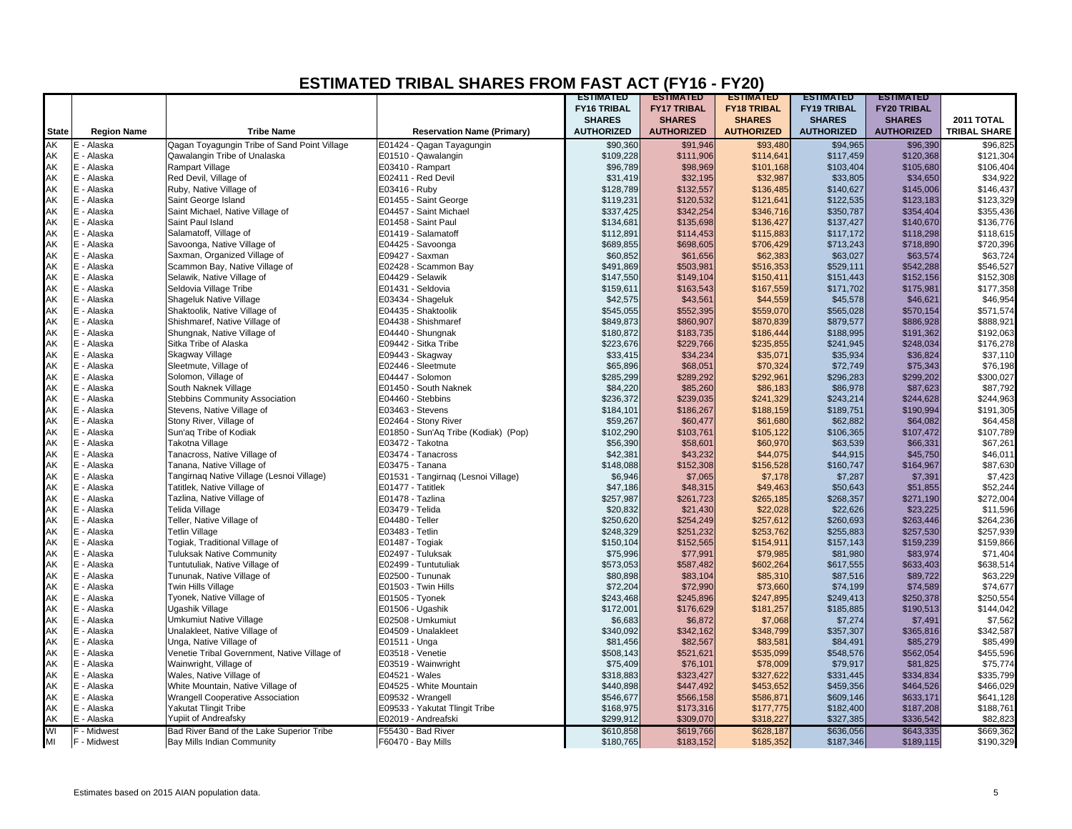# ESTIMATED TRIBAL SHARES FROM FAST ACT (FY16 - FY20)

| State | Region Name | Tribe Name | Reservation Name (Primary) | ESTIMATED FY16 TRIBAL SHARES AUTHORIZED | ESTIMATED FY17 TRIBAL SHARES AUTHORIZED | ESTIMATED FY18 TRIBAL SHARES AUTHORIZED | ESTIMATED FY19 TRIBAL SHARES AUTHORIZED | ESTIMATED FY20 TRIBAL SHARES AUTHORIZED | 2011 TOTAL TRIBAL SHARE |
|---|---|---|---|---|---|---|---|---|---|
| AK | E - Alaska | Qagan Toyagungin Tribe of Sand Point Village | E01424 - Qagan Tayagungin | $90,360 | $91,946 | $93,480 | $94,965 | $96,390 | $96,825 |
| AK | E - Alaska | Qawalangin Tribe of Unalaska | E01510 - Qawalangin | $109,228 | $111,906 | $114,641 | $117,459 | $120,368 | $121,304 |
| AK | E - Alaska | Rampart Village | E03410 - Rampart | $96,789 | $98,969 | $101,168 | $103,404 | $105,680 | $106,404 |
| AK | E - Alaska | Red Devil, Village of | E02411 - Red Devil | $31,419 | $32,195 | $32,987 | $33,805 | $34,650 | $34,922 |
| AK | E - Alaska | Ruby, Native Village of | E03416 - Ruby | $128,789 | $132,557 | $136,485 | $140,627 | $145,006 | $146,437 |
| AK | E - Alaska | Saint George Island | E01455 - Saint George | $119,231 | $120,532 | $121,641 | $122,535 | $123,183 | $123,329 |
| AK | E - Alaska | Saint Michael, Native Village of | E04457 - Saint Michael | $337,425 | $342,254 | $346,716 | $350,787 | $354,404 | $355,436 |
| AK | E - Alaska | Saint Paul Island | E01458 - Saint Paul | $134,681 | $135,698 | $136,427 | $137,427 | $140,670 | $136,776 |
| AK | E - Alaska | Salamatoff, Village of | E01419 - Salamatoff | $112,891 | $114,453 | $115,883 | $117,172 | $118,298 | $118,615 |
| AK | E - Alaska | Savoonga, Native Village of | E04425 - Savoonga | $689,855 | $698,605 | $706,429 | $713,243 | $718,890 | $720,396 |
| AK | E - Alaska | Saxman, Organized Village of | E09427 - Saxman | $60,852 | $61,656 | $62,383 | $63,027 | $63,574 | $63,724 |
| AK | E - Alaska | Scammon Bay, Native Village of | E02428 - Scammon Bay | $491,869 | $503,981 | $516,353 | $529,111 | $542,288 | $546,527 |
| AK | E - Alaska | Selawik, Native Village of | E04429 - Selawik | $147,550 | $149,104 | $150,411 | $151,443 | $152,156 | $152,308 |
| AK | E - Alaska | Seldovia Village Tribe | E01431 - Seldovia | $159,611 | $163,543 | $167,559 | $171,702 | $175,981 | $177,358 |
| AK | E - Alaska | Shageluk Native Village | E03434 - Shageluk | $42,575 | $43,561 | $44,559 | $45,578 | $46,621 | $46,954 |
| AK | E - Alaska | Shaktoolik, Native Village of | E04435 - Shaktoolik | $545,055 | $552,395 | $559,070 | $565,028 | $570,154 | $571,574 |
| AK | E - Alaska | Shishmaref, Native Village of | E04438 - Shishmaref | $849,873 | $860,907 | $870,839 | $879,577 | $886,928 | $888,921 |
| AK | E - Alaska | Shungnak, Native Village of | E04440 - Shungnak | $180,872 | $183,735 | $186,444 | $188,995 | $191,362 | $192,063 |
| AK | E - Alaska | Sitka Tribe of Alaska | E09442 - Sitka Tribe | $223,676 | $229,766 | $235,855 | $241,945 | $248,034 | $176,278 |
| AK | E - Alaska | Skagway Village | E09443 - Skagway | $33,415 | $34,234 | $35,071 | $35,934 | $36,824 | $37,110 |
| AK | E - Alaska | Sleetmute, Village of | E02446 - Sleetmute | $65,896 | $68,051 | $70,324 | $72,749 | $75,343 | $76,198 |
| AK | E - Alaska | Solomon, Village of | E04447 - Solomon | $285,299 | $289,292 | $292,961 | $296,283 | $299,202 | $300,027 |
| AK | E - Alaska | South Naknek Village | E01450 - South Naknek | $84,220 | $85,260 | $86,183 | $86,978 | $87,623 | $87,792 |
| AK | E - Alaska | Stebbins Community Association | E04460 - Stebbins | $236,372 | $239,035 | $241,329 | $243,214 | $244,628 | $244,963 |
| AK | E - Alaska | Stevens, Native Village of | E03463 - Stevens | $184,101 | $186,267 | $188,159 | $189,751 | $190,994 | $191,305 |
| AK | E - Alaska | Stony River, Village of | E02464 - Stony River | $59,267 | $60,477 | $61,680 | $62,882 | $64,082 | $64,458 |
| AK | E - Alaska | Sun'aq Tribe of Kodiak | E01850 - Sun'Aq Tribe (Kodiak) (Pop) | $102,290 | $103,761 | $105,122 | $106,365 | $107,472 | $107,789 |
| AK | E - Alaska | Takotna Village | E03472 - Takotna | $56,390 | $58,601 | $60,970 | $63,539 | $66,331 | $67,261 |
| AK | E - Alaska | Tanacross, Native Village of | E03474 - Tanacross | $42,381 | $43,232 | $44,075 | $44,915 | $45,750 | $46,011 |
| AK | E - Alaska | Tanana, Native Village of | E03475 - Tanana | $148,088 | $152,308 | $156,528 | $160,747 | $164,967 | $87,630 |
| AK | E - Alaska | Tangirnaq Native Village (Lesnoi Village) | E01531 - Tangirnaq (Lesnoi Village) | $6,946 | $7,065 | $7,178 | $7,287 | $7,391 | $7,423 |
| AK | E - Alaska | Tatitlek, Native Village of | E01477 - Tatitlek | $47,186 | $48,315 | $49,463 | $50,643 | $51,855 | $52,244 |
| AK | E - Alaska | Tazlina, Native Village of | E01478 - Tazlina | $257,987 | $261,723 | $265,185 | $268,357 | $271,190 | $272,004 |
| AK | E - Alaska | Telida Village | E03479 - Telida | $20,832 | $21,430 | $22,028 | $22,626 | $23,225 | $11,596 |
| AK | E - Alaska | Teller, Native Village of | E04480 - Teller | $250,620 | $254,249 | $257,612 | $260,693 | $263,446 | $264,236 |
| AK | E - Alaska | Tetlin Village | E03483 - Tetlin | $248,329 | $251,232 | $253,762 | $255,883 | $257,530 | $257,939 |
| AK | E - Alaska | Togiak, Traditional Village of | E01487 - Togiak | $150,104 | $152,565 | $154,911 | $157,143 | $159,239 | $159,866 |
| AK | E - Alaska | Tuluksak Native Community | E02497 - Tuluksak | $75,996 | $77,991 | $79,985 | $81,980 | $83,974 | $71,404 |
| AK | E - Alaska | Tuntutuliak, Native Village of | E02499 - Tuntutuliak | $573,053 | $587,482 | $602,264 | $617,555 | $633,403 | $638,514 |
| AK | E - Alaska | Tununak, Native Village of | E02500 - Tununak | $80,898 | $83,104 | $85,310 | $87,516 | $89,722 | $63,229 |
| AK | E - Alaska | Twin Hills Village | E01503 - Twin Hills | $72,204 | $72,990 | $73,660 | $74,199 | $74,589 | $74,677 |
| AK | E - Alaska | Tyonek, Native Village of | E01505 - Tyonek | $243,468 | $245,896 | $247,895 | $249,413 | $250,378 | $250,554 |
| AK | E - Alaska | Ugashik Village | E01506 - Ugashik | $172,001 | $176,629 | $181,257 | $185,885 | $190,513 | $144,042 |
| AK | E - Alaska | Umkumiut Native Village | E02508 - Umkumiut | $6,683 | $6,872 | $7,068 | $7,274 | $7,491 | $7,562 |
| AK | E - Alaska | Unalakleet, Native Village of | E04509 - Unalakleet | $340,092 | $342,162 | $348,799 | $357,307 | $365,816 | $342,587 |
| AK | E - Alaska | Unga, Native Village of | E01511 - Unga | $81,456 | $82,567 | $83,581 | $84,491 | $85,279 | $85,499 |
| AK | E - Alaska | Venetie Tribal Government, Native Village of | E03518 - Venetie | $508,143 | $521,621 | $535,099 | $548,576 | $562,054 | $455,596 |
| AK | E - Alaska | Wainwright, Village of | E03519 - Wainwright | $75,409 | $76,101 | $78,009 | $79,917 | $81,825 | $75,774 |
| AK | E - Alaska | Wales, Native Village of | E04521 - Wales | $318,883 | $323,427 | $327,622 | $331,445 | $334,834 | $335,799 |
| AK | E - Alaska | White Mountain, Native Village of | E04525 - White Mountain | $440,898 | $447,492 | $453,652 | $459,356 | $464,526 | $466,029 |
| AK | E - Alaska | Wrangell Cooperative Association | E09532 - Wrangell | $546,677 | $566,158 | $586,871 | $609,146 | $633,171 | $641,128 |
| AK | E - Alaska | Yakutat Tlingit Tribe | E09533 - Yakutat Tlingit Tribe | $168,975 | $173,316 | $177,775 | $182,400 | $187,208 | $188,761 |
| AK | E - Alaska | Yupiit of Andreafsky | E02019 - Andreafski | $299,912 | $309,070 | $318,227 | $327,385 | $336,542 | $82,823 |
| WI | F - Midwest | Bad River Band of the Lake Superior Tribe | F55430 - Bad River | $610,858 | $619,766 | $628,187 | $636,056 | $643,335 | $669,362 |
| MI | F - Midwest | Bay Mills Indian Community | F60470 - Bay Mills | $180,765 | $183,152 | $185,352 | $187,346 | $189,115 | $190,329 |

Estimates based on 2015 AIAN population data.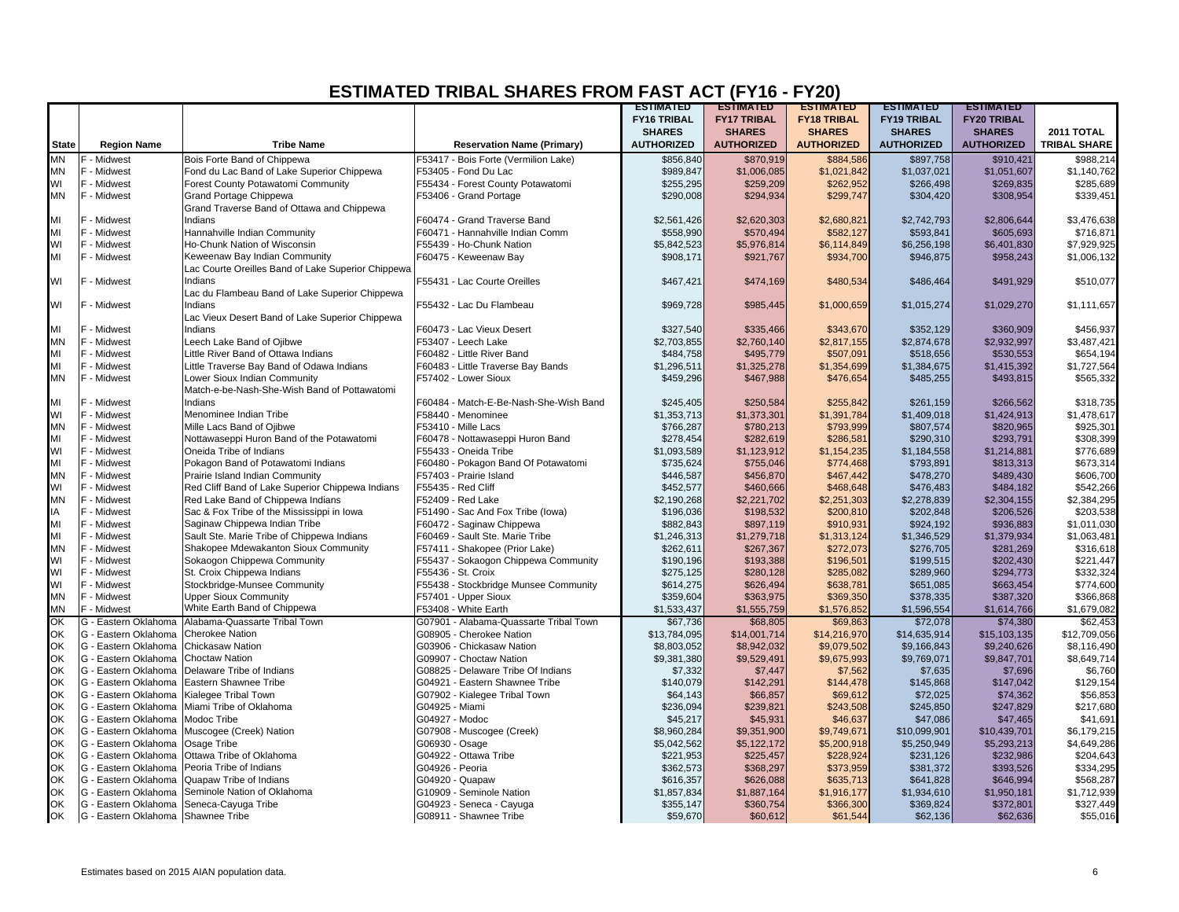# ESTIMATED TRIBAL SHARES FROM FAST ACT (FY16 - FY20)

| State | Region Name | Tribe Name | Reservation Name (Primary) | ESTIMATED FY16 TRIBAL SHARES AUTHORIZED | ESTIMATED FY17 TRIBAL SHARES AUTHORIZED | ESTIMATED FY18 TRIBAL SHARES AUTHORIZED | ESTIMATED FY19 TRIBAL SHARES AUTHORIZED | ESTIMATED FY20 TRIBAL SHARES AUTHORIZED | 2011 TOTAL TRIBAL SHARE |
|---|---|---|---|---|---|---|---|---|---|
| MN | F - Midwest | Bois Forte Band of Chippewa | F53417 - Bois Forte (Vermilion Lake) | $856,840 | $870,919 | $884,586 | $897,758 | $910,421 | $988,214 |
| MN | F - Midwest | Fond du Lac Band of Lake Superior Chippewa | F53405 - Fond Du Lac | $989,847 | $1,006,085 | $1,021,842 | $1,037,021 | $1,051,607 | $1,140,762 |
| WI | F - Midwest | Forest County Potawatomi Community | F55434 - Forest County Potawatomi | $255,295 | $259,209 | $262,952 | $266,498 | $269,835 | $285,689 |
| MN | F - Midwest | Grand Portage Chippewa | F53406 - Grand Portage | $290,008 | $294,934 | $299,747 | $304,420 | $308,954 | $339,451 |
| MI | F - Midwest | Grand Traverse Band of Ottawa and Chippewa Indians | F60474 - Grand Traverse Band | $2,561,426 | $2,620,303 | $2,680,821 | $2,742,793 | $2,806,644 | $3,476,638 |
| MI | F - Midwest | Hannahville Indian Community | F60471 - Hannahville Indian Comm | $558,990 | $570,494 | $582,127 | $593,841 | $605,693 | $716,871 |
| WI | F - Midwest | Ho-Chunk Nation of Wisconsin | F55439 - Ho-Chunk Nation | $5,842,523 | $5,976,814 | $6,114,849 | $6,256,198 | $6,401,830 | $7,929,925 |
| MI | F - Midwest | Keweenaw Bay Indian Community | F60475 - Keweenaw Bay | $908,171 | $921,767 | $934,700 | $946,875 | $958,243 | $1,006,132 |
| WI | F - Midwest | Lac Courte Oreilles Band of Lake Superior Chippewa Indians | F55431 - Lac Courte Oreilles | $467,421 | $474,169 | $480,534 | $486,464 | $491,929 | $510,077 |
| WI | F - Midwest | Lac du Flambeau Band of Lake Superior Chippewa Indians | F55432 - Lac Du Flambeau | $969,728 | $985,445 | $1,000,659 | $1,015,274 | $1,029,270 | $1,111,657 |
| MI | F - Midwest | Lac Vieux Desert Band of Lake Superior Chippewa Indians | F60473 - Lac Vieux Desert | $327,540 | $335,466 | $343,670 | $352,129 | $360,909 | $456,937 |
| MN | F - Midwest | Leech Lake Band of Ojibwe | F53407 - Leech Lake | $2,703,855 | $2,760,140 | $2,817,155 | $2,874,678 | $2,932,997 | $3,487,421 |
| MI | F - Midwest | Little River Band of Ottawa Indians | F60482 - Little River Band | $484,758 | $495,779 | $507,091 | $518,656 | $530,553 | $654,194 |
| MI | F - Midwest | Little Traverse Bay Band of Odawa Indians | F60483 - Little Traverse Bay Bands | $1,296,511 | $1,325,278 | $1,354,699 | $1,384,675 | $1,415,392 | $1,727,564 |
| MN | F - Midwest | Lower Sioux Indian Community | F57402 - Lower Sioux | $459,296 | $467,988 | $476,654 | $485,255 | $493,815 | $565,332 |
| MI | F - Midwest | Match-e-be-Nash-She-Wish Band of Pottawatomi Indians | F60484 - Match-E-Be-Nash-She-Wish Band | $245,405 | $250,584 | $255,842 | $261,159 | $266,562 | $318,735 |
| WI | F - Midwest | Menominee Indian Tribe | F58440 - Menominee | $1,353,713 | $1,373,301 | $1,391,784 | $1,409,018 | $1,424,913 | $1,478,617 |
| MN | F - Midwest | Mille Lacs Band of Ojibwe | F53410 - Mille Lacs | $766,287 | $780,213 | $793,999 | $807,574 | $820,965 | $925,301 |
| MI | F - Midwest | Nottawaseppi Huron Band of the Potawatomi | F60478 - Nottawaseppi Huron Band | $278,454 | $282,619 | $286,581 | $290,310 | $293,791 | $308,399 |
| WI | F - Midwest | Oneida Tribe of Indians | F55433 - Oneida Tribe | $1,093,589 | $1,123,912 | $1,154,235 | $1,184,558 | $1,214,881 | $776,689 |
| MI | F - Midwest | Pokagon Band of Potawatomi Indians | F60480 - Pokagon Band Of Potawatomi | $735,624 | $755,046 | $774,468 | $793,891 | $813,313 | $673,314 |
| MN | F - Midwest | Prairie Island Indian Community | F57403 - Prairie Island | $446,587 | $456,870 | $467,442 | $478,270 | $489,430 | $606,700 |
| WI | F - Midwest | Red Cliff Band of Lake Superior Chippewa Indians | F55435 - Red Cliff | $452,577 | $460,666 | $468,648 | $476,483 | $484,182 | $542,266 |
| MN | F - Midwest | Red Lake Band of Chippewa Indians | F52409 - Red Lake | $2,190,268 | $2,221,702 | $2,251,303 | $2,278,839 | $2,304,155 | $2,384,295 |
| IA | F - Midwest | Sac & Fox Tribe of the Mississippi in Iowa | F51490 - Sac And Fox Tribe (Iowa) | $196,036 | $198,532 | $200,810 | $202,848 | $206,526 | $203,538 |
| MI | F - Midwest | Saginaw Chippewa Indian Tribe | F60472 - Saginaw Chippewa | $882,843 | $897,119 | $910,931 | $924,192 | $936,883 | $1,011,030 |
| MI | F - Midwest | Sault Ste. Marie Tribe of Chippewa Indians | F60469 - Sault Ste. Marie Tribe | $1,246,313 | $1,279,718 | $1,313,124 | $1,346,529 | $1,379,934 | $1,063,481 |
| MN | F - Midwest | Shakopee Mdewakanton Sioux Community | F57411 - Shakopee (Prior Lake) | $262,611 | $267,367 | $272,073 | $276,705 | $281,269 | $316,618 |
| WI | F - Midwest | Sokaogon Chippewa Community | F55437 - Sokaogon Chippewa Community | $190,196 | $193,388 | $196,501 | $199,515 | $202,430 | $221,447 |
| WI | F - Midwest | St. Croix Chippewa Indians | F55436 - St. Croix | $275,125 | $280,128 | $285,082 | $289,960 | $294,773 | $332,324 |
| WI | F - Midwest | Stockbridge-Munsee Community | F55438 - Stockbridge Munsee Community | $614,275 | $626,494 | $638,781 | $651,085 | $663,454 | $774,600 |
| MN | F - Midwest | Upper Sioux Community | F57401 - Upper Sioux | $359,604 | $363,975 | $369,350 | $378,335 | $387,320 | $366,868 |
| MN | F - Midwest | White Earth Band of Chippewa | F53408 - White Earth | $1,533,437 | $1,555,759 | $1,576,852 | $1,596,554 | $1,614,766 | $1,679,082 |
| OK | G - Eastern Oklahoma | Alabama-Quassarte Tribal Town | G07901 - Alabama-Quassarte Tribal Town | $67,736 | $68,805 | $69,863 | $72,078 | $74,380 | $62,453 |
| OK | G - Eastern Oklahoma | Cherokee Nation | G08905 - Cherokee Nation | $13,784,095 | $14,001,714 | $14,216,970 | $14,635,914 | $15,103,135 | $12,709,056 |
| OK | G - Eastern Oklahoma | Chickasaw Nation | G03906 - Chickasaw Nation | $8,803,052 | $8,942,032 | $9,079,502 | $9,166,843 | $9,240,626 | $8,116,490 |
| OK | G - Eastern Oklahoma | Choctaw Nation | G09907 - Choctaw Nation | $9,381,380 | $9,529,491 | $9,675,993 | $9,769,071 | $9,847,701 | $8,649,714 |
| OK | G - Eastern Oklahoma | Delaware Tribe of Indians | G08825 - Delaware Tribe Of Indians | $7,332 | $7,447 | $7,562 | $7,635 | $7,696 | $6,760 |
| OK | G - Eastern Oklahoma | Eastern Shawnee Tribe | G04921 - Eastern Shawnee Tribe | $140,079 | $142,291 | $144,478 | $145,868 | $147,042 | $129,154 |
| OK | G - Eastern Oklahoma | Kialegee Tribal Town | G07902 - Kialegee Tribal Town | $64,143 | $66,857 | $69,612 | $72,025 | $74,362 | $56,853 |
| OK | G - Eastern Oklahoma | Miami Tribe of Oklahoma | G04925 - Miami | $236,094 | $239,821 | $243,508 | $245,850 | $247,829 | $217,680 |
| OK | G - Eastern Oklahoma | Modoc Tribe | G04927 - Modoc | $45,217 | $45,931 | $46,637 | $47,086 | $47,465 | $41,691 |
| OK | G - Eastern Oklahoma | Muscogee (Creek) Nation | G07908 - Muscogee (Creek) | $8,960,284 | $9,351,900 | $9,749,671 | $10,099,901 | $10,439,701 | $6,179,215 |
| OK | G - Eastern Oklahoma | Osage Tribe | G06930 - Osage | $5,042,562 | $5,122,172 | $5,200,918 | $5,250,949 | $5,293,213 | $4,649,286 |
| OK | G - Eastern Oklahoma | Ottawa Tribe of Oklahoma | G04922 - Ottawa Tribe | $221,953 | $225,457 | $228,924 | $231,126 | $232,986 | $204,643 |
| OK | G - Eastern Oklahoma | Peoria Tribe of Indians | G04926 - Peoria | $362,573 | $368,297 | $373,959 | $381,372 | $393,526 | $334,295 |
| OK | G - Eastern Oklahoma | Quapaw Tribe of Indians | G04920 - Quapaw | $616,357 | $626,088 | $635,713 | $641,828 | $646,994 | $568,287 |
| OK | G - Eastern Oklahoma | Seminole Nation of Oklahoma | G10909 - Seminole Nation | $1,857,834 | $1,887,164 | $1,916,177 | $1,934,610 | $1,950,181 | $1,712,939 |
| OK | G - Eastern Oklahoma | Seneca-Cayuga Tribe | G04923 - Seneca - Cayuga | $355,147 | $360,754 | $366,300 | $369,824 | $372,801 | $327,449 |
| OK | G - Eastern Oklahoma | Shawnee Tribe | G08911 - Shawnee Tribe | $59,670 | $60,612 | $61,544 | $62,136 | $62,636 | $55,016 |

Estimates based on 2015 AIAN population data.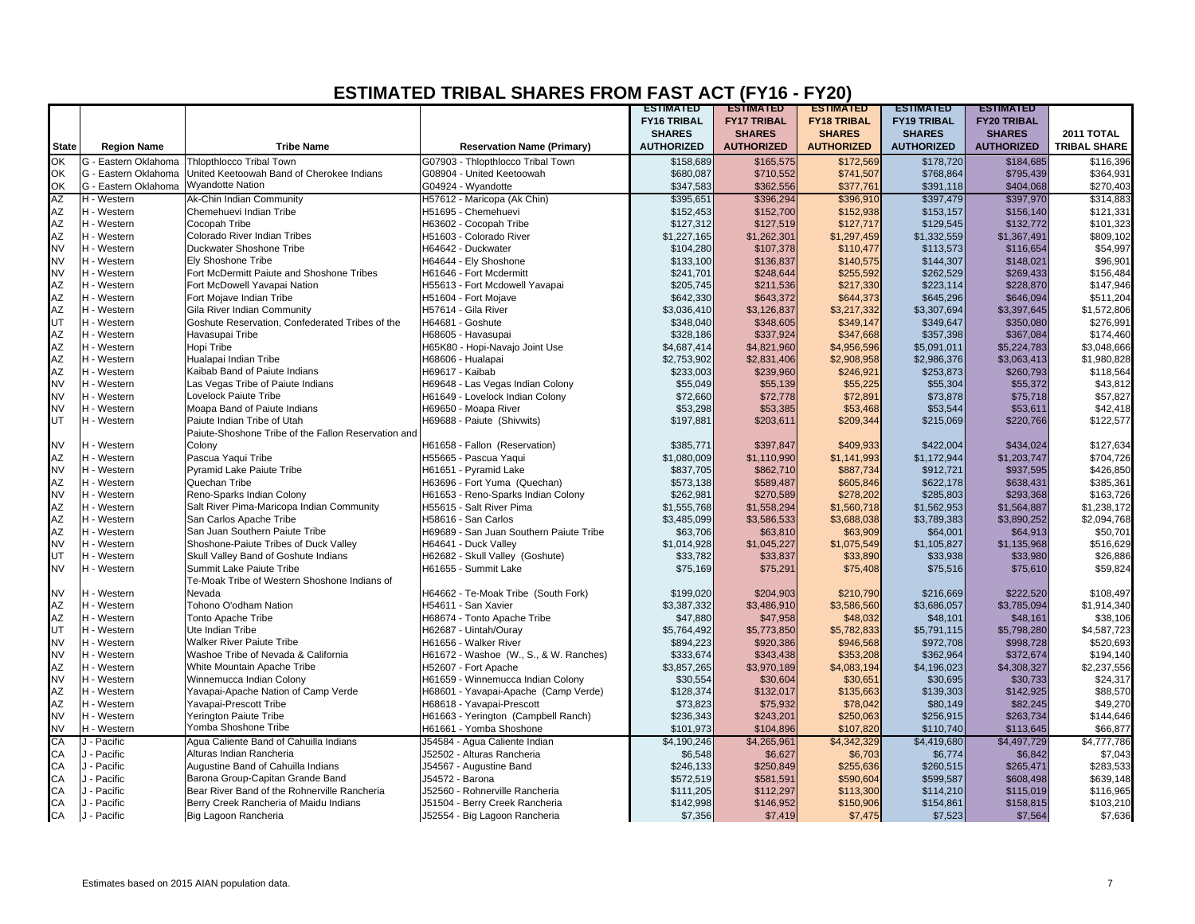# ESTIMATED TRIBAL SHARES FROM FAST ACT (FY16 - FY20)

| State | Region Name | Tribe Name | Reservation Name (Primary) | ESTIMATED FY16 TRIBAL SHARES AUTHORIZED | ESTIMATED FY17 TRIBAL SHARES AUTHORIZED | ESTIMATED FY18 TRIBAL SHARES AUTHORIZED | ESTIMATED FY19 TRIBAL SHARES AUTHORIZED | ESTIMATED FY20 TRIBAL SHARES AUTHORIZED | 2011 TOTAL TRIBAL SHARE |
|---|---|---|---|---|---|---|---|---|---|
| OK | G - Eastern Oklahoma | Thlopthlocco Tribal Town | G07903 - Thlopthlocco Tribal Town | $158,689 | $165,575 | $172,569 | $178,720 | $184,685 | $116,396 |
| OK | G - Eastern Oklahoma | United Keetoowah Band of Cherokee Indians | G08904 - United Keetoowah | $680,087 | $710,552 | $741,507 | $768,864 | $795,439 | $364,931 |
| OK | G - Eastern Oklahoma | Wyandotte Nation | G04924 - Wyandotte | $347,583 | $362,556 | $377,761 | $391,118 | $404,068 | $270,403 |
| AZ | H - Western | Ak-Chin Indian Community | H57612 - Maricopa (Ak Chin) | $395,651 | $396,294 | $396,910 | $397,479 | $397,970 | $314,883 |
| AZ | H - Western | Chemehuevi Indian Tribe | H51695 - Chemehuevi | $152,453 | $152,700 | $152,938 | $153,157 | $156,140 | $121,331 |
| AZ | H - Western | Cocopah Tribe | H63602 - Cocopah Tribe | $127,312 | $127,519 | $127,717 | $129,545 | $132,772 | $101,323 |
| AZ | H - Western | Colorado River Indian Tribes | H51603 - Colorado River | $1,227,165 | $1,262,301 | $1,297,459 | $1,332,559 | $1,367,491 | $809,102 |
| NV | H - Western | Duckwater Shoshone Tribe | H64642 - Duckwater | $104,280 | $107,378 | $110,477 | $113,573 | $116,654 | $54,997 |
| NV | H - Western | Ely Shoshone Tribe | H64644 - Ely Shoshone | $133,100 | $136,837 | $140,575 | $144,307 | $148,021 | $96,901 |
| NV | H - Western | Fort McDermitt Paiute and Shoshone Tribes | H61646 - Fort Mcdermitt | $241,701 | $248,644 | $255,592 | $262,529 | $269,433 | $156,484 |
| AZ | H - Western | Fort McDowell Yavapai Nation | H55613 - Fort Mcdowell Yavapai | $205,745 | $211,536 | $217,330 | $223,114 | $228,870 | $147,946 |
| AZ | H - Western | Fort Mojave Indian Tribe | H51604 - Fort Mojave | $642,330 | $643,372 | $644,373 | $645,296 | $646,094 | $511,204 |
| AZ | H - Western | Gila River Indian Community | H57614 - Gila River | $3,036,410 | $3,126,837 | $3,217,332 | $3,307,694 | $3,397,645 | $1,572,806 |
| UT | H - Western | Goshute Reservation, Confederated Tribes of the | H64681 - Goshute | $348,040 | $348,605 | $349,147 | $349,647 | $350,080 | $276,991 |
| AZ | H - Western | Havasupai Tribe | H68605 - Havasupai | $328,186 | $337,924 | $347,668 | $357,398 | $367,084 | $174,460 |
| AZ | H - Western | Hopi Tribe | H65K80 - Hopi-Navajo Joint Use | $4,687,414 | $4,821,960 | $4,956,596 | $5,091,011 | $5,224,783 | $3,048,666 |
| AZ | H - Western | Hualapai Indian Tribe | H68606 - Hualapai | $2,753,902 | $2,831,406 | $2,908,958 | $2,986,376 | $3,063,413 | $1,980,828 |
| AZ | H - Western | Kaibab Band of Paiute Indians | H69617 - Kaibab | $233,003 | $239,960 | $246,921 | $253,873 | $260,793 | $118,564 |
| NV | H - Western | Las Vegas Tribe of Paiute Indians | H69648 - Las Vegas Indian Colony | $55,049 | $55,139 | $55,225 | $55,304 | $55,372 | $43,812 |
| NV | H - Western | Lovelock Paiute Tribe | H61649 - Lovelock Indian Colony | $72,660 | $72,778 | $72,891 | $73,878 | $75,718 | $57,827 |
| NV | H - Western | Moapa Band of Paiute Indians | H69650 - Moapa River | $53,298 | $53,385 | $53,468 | $53,544 | $53,611 | $42,418 |
| UT | H - Western | Paiute Indian Tribe of Utah | H69688 - Paiute (Shivwits) | $197,881 | $203,611 | $209,344 | $215,069 | $220,766 | $122,577 |
| NV | H - Western | Paiute-Shoshone Tribe of the Fallon Reservation and Colony | H61658 - Fallon (Reservation) | $385,771 | $397,847 | $409,933 | $422,004 | $434,024 | $127,634 |
| AZ | H - Western | Pascua Yaqui Tribe | H55665 - Pascua Yaqui | $1,080,009 | $1,110,990 | $1,141,993 | $1,172,944 | $1,203,747 | $704,726 |
| NV | H - Western | Pyramid Lake Paiute Tribe | H61651 - Pyramid Lake | $837,705 | $862,710 | $887,734 | $912,721 | $937,595 | $426,850 |
| AZ | H - Western | Quechan Tribe | H63696 - Fort Yuma (Quechan) | $573,138 | $589,487 | $605,846 | $622,178 | $638,431 | $385,361 |
| NV | H - Western | Reno-Sparks Indian Colony | H61653 - Reno-Sparks Indian Colony | $262,981 | $270,589 | $278,202 | $285,803 | $293,368 | $163,726 |
| AZ | H - Western | Salt River Pima-Maricopa Indian Community | H55615 - Salt River Pima | $1,555,768 | $1,558,294 | $1,560,718 | $1,562,953 | $1,564,887 | $1,238,172 |
| AZ | H - Western | San Carlos Apache Tribe | H58616 - San Carlos | $3,485,099 | $3,586,533 | $3,688,038 | $3,789,383 | $3,890,252 | $2,094,768 |
| AZ | H - Western | San Juan Southern Paiute Tribe | H69689 - San Juan Southern Paiute Tribe | $63,706 | $63,810 | $63,909 | $64,001 | $64,913 | $50,701 |
| NV | H - Western | Shoshone-Paiute Tribes of Duck Valley | H64641 - Duck Valley | $1,014,928 | $1,045,227 | $1,075,549 | $1,105,827 | $1,135,968 | $516,629 |
| UT | H - Western | Skull Valley Band of Goshute Indians | H62682 - Skull Valley (Goshute) | $33,782 | $33,837 | $33,890 | $33,938 | $33,980 | $26,886 |
| NV | H - Western | Summit Lake Paiute Tribe | H61655 - Summit Lake | $75,169 | $75,291 | $75,408 | $75,516 | $75,610 | $59,824 |
| NV | H - Western | Te-Moak Tribe of Western Shoshone Indians of Nevada | H64662 - Te-Moak Tribe (South Fork) | $199,020 | $204,903 | $210,790 | $216,669 | $222,520 | $108,497 |
| AZ | H - Western | Tohono O'odham Nation | H54611 - San Xavier | $3,387,332 | $3,486,910 | $3,586,560 | $3,686,057 | $3,785,094 | $1,914,340 |
| AZ | H - Western | Tonto Apache Tribe | H68674 - Tonto Apache Tribe | $47,880 | $47,958 | $48,032 | $48,101 | $48,161 | $38,106 |
| UT | H - Western | Ute Indian Tribe | H62687 - Uintah/Ouray | $5,764,492 | $5,773,850 | $5,782,833 | $5,791,115 | $5,798,280 | $4,587,723 |
| NV | H - Western | Walker River Paiute Tribe | H61656 - Walker River | $894,223 | $920,386 | $946,568 | $972,708 | $998,728 | $520,693 |
| NV | H - Western | Washoe Tribe of Nevada & California | H61672 - Washoe (W., S., & W. Ranches) | $333,674 | $343,438 | $353,208 | $362,964 | $372,674 | $194,140 |
| AZ | H - Western | White Mountain Apache Tribe | H52607 - Fort Apache | $3,857,265 | $3,970,189 | $4,083,194 | $4,196,023 | $4,308,327 | $2,237,556 |
| NV | H - Western | Winnemucca Indian Colony | H61659 - Winnemucca Indian Colony | $30,554 | $30,604 | $30,651 | $30,695 | $30,733 | $24,317 |
| AZ | H - Western | Yavapai-Apache Nation of Camp Verde | H68601 - Yavapai-Apache (Camp Verde) | $128,374 | $132,017 | $135,663 | $139,303 | $142,925 | $88,570 |
| AZ | H - Western | Yavapai-Prescott Tribe | H68618 - Yavapai-Prescott | $73,823 | $75,932 | $78,042 | $80,149 | $82,245 | $49,270 |
| NV | H - Western | Yerington Paiute Tribe | H61663 - Yerington (Campbell Ranch) | $236,343 | $243,201 | $250,063 | $256,915 | $263,734 | $144,646 |
| NV | H - Western | Yomba Shoshone Tribe | H61661 - Yomba Shoshone | $101,973 | $104,896 | $107,820 | $110,740 | $113,645 | $66,877 |
| CA | J - Pacific | Agua Caliente Band of Cahuilla Indians | J54584 - Agua Caliente Indian | $4,190,246 | $4,265,961 | $4,342,329 | $4,419,680 | $4,497,729 | $4,777,786 |
| CA | J - Pacific | Alturas Indian Rancheria | J52502 - Alturas Rancheria | $6,548 | $6,627 | $6,703 | $6,774 | $6,842 | $7,043 |
| CA | J - Pacific | Augustine Band of Cahuilla Indians | J54567 - Augustine Band | $246,133 | $250,849 | $255,636 | $260,515 | $265,471 | $283,533 |
| CA | J - Pacific | Barona Group-Capitan Grande Band | J54572 - Barona | $572,519 | $581,591 | $590,604 | $599,587 | $608,498 | $639,148 |
| CA | J - Pacific | Bear River Band of the Rohnerville Rancheria | J52560 - Rohnerville Rancheria | $111,205 | $112,297 | $113,300 | $114,210 | $115,019 | $116,965 |
| CA | J - Pacific | Berry Creek Rancheria of Maidu Indians | J51504 - Berry Creek Rancheria | $142,998 | $146,952 | $150,906 | $154,861 | $158,815 | $103,210 |
| CA | J - Pacific | Big Lagoon Rancheria | J52554 - Big Lagoon Rancheria | $7,356 | $7,419 | $7,475 | $7,523 | $7,564 | $7,636 |

Estimates based on 2015 AIAN population data.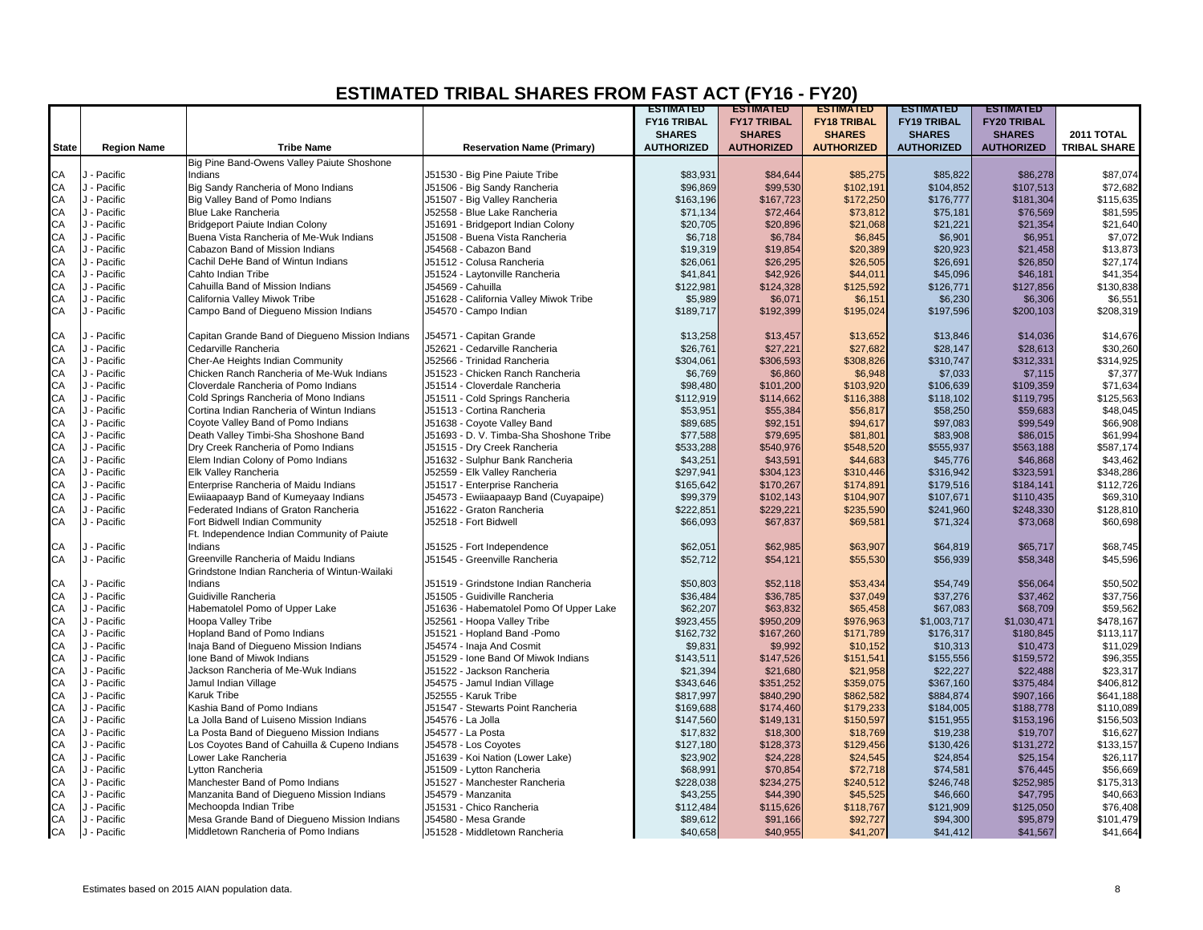# ESTIMATED TRIBAL SHARES FROM FAST ACT (FY16 - FY20)

| State | Region Name | Tribe Name | Reservation Name (Primary) | ESTIMATED FY16 TRIBAL SHARES AUTHORIZED | ESTIMATED FY17 TRIBAL SHARES AUTHORIZED | ESTIMATED FY18 TRIBAL SHARES AUTHORIZED | ESTIMATED FY19 TRIBAL SHARES AUTHORIZED | ESTIMATED FY20 TRIBAL SHARES AUTHORIZED | 2011 TOTAL TRIBAL SHARE |
|---|---|---|---|---|---|---|---|---|---|
| CA | J - Pacific | Big Pine Band-Owens Valley Paiute Shoshone Indians | J51530 - Big Pine Paiute Tribe | $83,931 | $84,644 | $85,275 | $85,822 | $86,278 | $87,074 |
| CA | J - Pacific | Big Sandy Rancheria of Mono Indians | J51506 - Big Sandy Rancheria | $96,869 | $99,530 | $102,191 | $104,852 | $107,513 | $72,682 |
| CA | J - Pacific | Big Valley Band of Pomo Indians | J51507 - Big Valley Rancheria | $163,196 | $167,723 | $172,250 | $176,777 | $181,304 | $115,635 |
| CA | J - Pacific | Blue Lake Rancheria | J52558 - Blue Lake Rancheria | $71,134 | $72,464 | $73,812 | $75,181 | $76,569 | $81,595 |
| CA | J - Pacific | Bridgeport Paiute Indian Colony | J51691 - Bridgeport Indian Colony | $20,705 | $20,896 | $21,068 | $21,221 | $21,354 | $21,640 |
| CA | J - Pacific | Buena Vista Rancheria of Me-Wuk Indians | J51508 - Buena Vista Rancheria | $6,718 | $6,784 | $6,845 | $6,901 | $6,951 | $7,072 |
| CA | J - Pacific | Cabazon Band of Mission Indians | J54568 - Cabazon Band | $19,319 | $19,854 | $20,389 | $20,923 | $21,458 | $13,873 |
| CA | J - Pacific | Cachil DeHe Band of Wintun Indians | J51512 - Colusa Rancheria | $26,061 | $26,295 | $26,505 | $26,691 | $26,850 | $27,174 |
| CA | J - Pacific | Cahto Indian Tribe | J51524 - Laytonville Rancheria | $41,841 | $42,926 | $44,011 | $45,096 | $46,181 | $41,354 |
| CA | J - Pacific | Cahuilla Band of Mission Indians | J54569 - Cahuilla | $122,981 | $124,328 | $125,592 | $126,771 | $127,856 | $130,838 |
| CA | J - Pacific | California Valley Miwok Tribe | J51628 - California Valley Miwok Tribe | $5,989 | $6,071 | $6,151 | $6,230 | $6,306 | $6,551 |
| CA | J - Pacific | Campo Band of Diegueno Mission Indians | J54570 - Campo Indian | $189,717 | $192,399 | $195,024 | $197,596 | $200,103 | $208,319 |
| CA | J - Pacific | Capitan Grande Band of Diegueno Mission Indians | J54571 - Capitan Grande | $13,258 | $13,457 | $13,652 | $13,846 | $14,036 | $14,676 |
| CA | J - Pacific | Cedarville Rancheria | J52621 - Cedarville Rancheria | $26,761 | $27,221 | $27,682 | $28,147 | $28,613 | $30,260 |
| CA | J - Pacific | Cher-Ae Heights Indian Community | J52566 - Trinidad Rancheria | $304,061 | $306,593 | $308,826 | $310,747 | $312,331 | $314,925 |
| CA | J - Pacific | Chicken Ranch Rancheria of Me-Wuk Indians | J51523 - Chicken Ranch Rancheria | $6,769 | $6,860 | $6,948 | $7,033 | $7,115 | $7,377 |
| CA | J - Pacific | Cloverdale Rancheria of Pomo Indians | J51514 - Cloverdale Rancheria | $98,480 | $101,200 | $103,920 | $106,639 | $109,359 | $71,634 |
| CA | J - Pacific | Cold Springs Rancheria of Mono Indians | J51511 - Cold Springs Rancheria | $112,919 | $114,662 | $116,388 | $118,102 | $119,795 | $125,563 |
| CA | J - Pacific | Cortina Indian Rancheria of Wintun Indians | J51513 - Cortina Rancheria | $53,951 | $55,384 | $56,817 | $58,250 | $59,683 | $48,045 |
| CA | J - Pacific | Coyote Valley Band of Pomo Indians | J51638 - Coyote Valley Band | $89,685 | $92,151 | $94,617 | $97,083 | $99,549 | $66,908 |
| CA | J - Pacific | Death Valley Timbi-Sha Shoshone Band | J51693 - D. V. Timba-Sha Shoshone Tribe | $77,588 | $79,695 | $81,801 | $83,908 | $86,015 | $61,994 |
| CA | J - Pacific | Dry Creek Rancheria of Pomo Indians | J51515 - Dry Creek Rancheria | $533,288 | $540,976 | $548,520 | $555,937 | $563,188 | $587,174 |
| CA | J - Pacific | Elem Indian Colony of Pomo Indians | J51632 - Sulphur Bank Rancheria | $43,251 | $43,591 | $44,683 | $45,776 | $46,868 | $43,462 |
| CA | J - Pacific | Elk Valley Rancheria | J52559 - Elk Valley Rancheria | $297,941 | $304,123 | $310,446 | $316,942 | $323,591 | $348,286 |
| CA | J - Pacific | Enterprise Rancheria of Maidu Indians | J51517 - Enterprise Rancheria | $165,642 | $170,267 | $174,891 | $179,516 | $184,141 | $112,726 |
| CA | J - Pacific | Ewiiaapaayp Band of Kumeyaay Indians | J54573 - Ewiiaapaayp Band (Cuyapaipe) | $99,379 | $102,143 | $104,907 | $107,671 | $110,435 | $69,310 |
| CA | J - Pacific | Federated Indians of Graton Rancheria | J51622 - Graton Rancheria | $222,851 | $229,221 | $235,590 | $241,960 | $248,330 | $128,810 |
| CA | J - Pacific | Fort Bidwell Indian Community | J52518 - Fort Bidwell | $66,093 | $67,837 | $69,581 | $71,324 | $73,068 | $60,698 |
| CA | J - Pacific | Ft. Independence Indian Community of Paiute Indians | J51525 - Fort Independence | $62,051 | $62,985 | $63,907 | $64,819 | $65,717 | $68,745 |
| CA | J - Pacific | Greenville Rancheria of Maidu Indians | J51545 - Greenville Rancheria | $52,712 | $54,121 | $55,530 | $56,939 | $58,348 | $45,596 |
| CA | J - Pacific | Grindstone Indian Rancheria of Wintun-Wailaki Indians | J51519 - Grindstone Indian Rancheria | $50,803 | $52,118 | $53,434 | $54,749 | $56,064 | $50,502 |
| CA | J - Pacific | Guidiville Rancheria | J51505 - Guidiville Rancheria | $36,484 | $36,785 | $37,049 | $37,276 | $37,462 | $37,756 |
| CA | J - Pacific | Habematolel Pomo of Upper Lake | J51636 - Habematolel Pomo Of Upper Lake | $62,207 | $63,832 | $65,458 | $67,083 | $68,709 | $59,562 |
| CA | J - Pacific | Hoopa Valley Tribe | J52561 - Hoopa Valley Tribe | $923,455 | $950,209 | $976,963 | $1,003,717 | $1,030,471 | $478,167 |
| CA | J - Pacific | Hopland Band of Pomo Indians | J51521 - Hopland Band -Pomo | $162,732 | $167,260 | $171,789 | $176,317 | $180,845 | $113,117 |
| CA | J - Pacific | Inaja Band of Diegueno Mission Indians | J54574 - Inaja And Cosmit | $9,831 | $9,992 | $10,152 | $10,313 | $10,473 | $11,029 |
| CA | J - Pacific | Ione Band of Miwok Indians | J51529 - Ione Band Of Miwok Indians | $143,511 | $147,526 | $151,541 | $155,556 | $159,572 | $96,355 |
| CA | J - Pacific | Jackson Rancheria of Me-Wuk Indians | J51522 - Jackson Rancheria | $21,394 | $21,680 | $21,958 | $22,227 | $22,488 | $23,317 |
| CA | J - Pacific | Jamul Indian Village | J54575 - Jamul Indian Village | $343,646 | $351,252 | $359,075 | $367,160 | $375,484 | $406,812 |
| CA | J - Pacific | Karuk Tribe | J52555 - Karuk Tribe | $817,997 | $840,290 | $862,582 | $884,874 | $907,166 | $641,188 |
| CA | J - Pacific | Kashia Band of Pomo Indians | J51547 - Stewarts Point Rancheria | $169,688 | $174,460 | $179,233 | $184,005 | $188,778 | $110,089 |
| CA | J - Pacific | La Jolla Band of Luiseno Mission Indians | J54576 - La Jolla | $147,560 | $149,131 | $150,597 | $151,955 | $153,196 | $156,503 |
| CA | J - Pacific | La Posta Band of Diegueno Mission Indians | J54577 - La Posta | $17,832 | $18,300 | $18,769 | $19,238 | $19,707 | $16,627 |
| CA | J - Pacific | Los Coyotes Band of Cahuilla & Cupeno Indians | J54578 - Los Coyotes | $127,180 | $128,373 | $129,456 | $130,426 | $131,272 | $133,157 |
| CA | J - Pacific | Lower Lake Rancheria | J51639 - Koi Nation (Lower Lake) | $23,902 | $24,228 | $24,545 | $24,854 | $25,154 | $26,117 |
| CA | J - Pacific | Lytton Rancheria | J51509 - Lytton Rancheria | $68,991 | $70,854 | $72,718 | $74,581 | $76,445 | $56,669 |
| CA | J - Pacific | Manchester Band of Pomo Indians | J51527 - Manchester Rancheria | $228,038 | $234,275 | $240,512 | $246,748 | $252,985 | $175,313 |
| CA | J - Pacific | Manzanita Band of Diegueno Mission Indians | J54579 - Manzanita | $43,255 | $44,390 | $45,525 | $46,660 | $47,795 | $40,663 |
| CA | J - Pacific | Mechoopda Indian Tribe | J51531 - Chico Rancheria | $112,484 | $115,626 | $118,767 | $121,909 | $125,050 | $76,408 |
| CA | J - Pacific | Mesa Grande Band of Diegueno Mission Indians | J54580 - Mesa Grande | $89,612 | $91,166 | $92,727 | $94,300 | $95,879 | $101,479 |
| CA | J - Pacific | Middletown Rancheria of Pomo Indians | J51528 - Middletown Rancheria | $40,658 | $40,955 | $41,207 | $41,412 | $41,567 | $41,664 |

Estimates based on 2015 AIAN population data.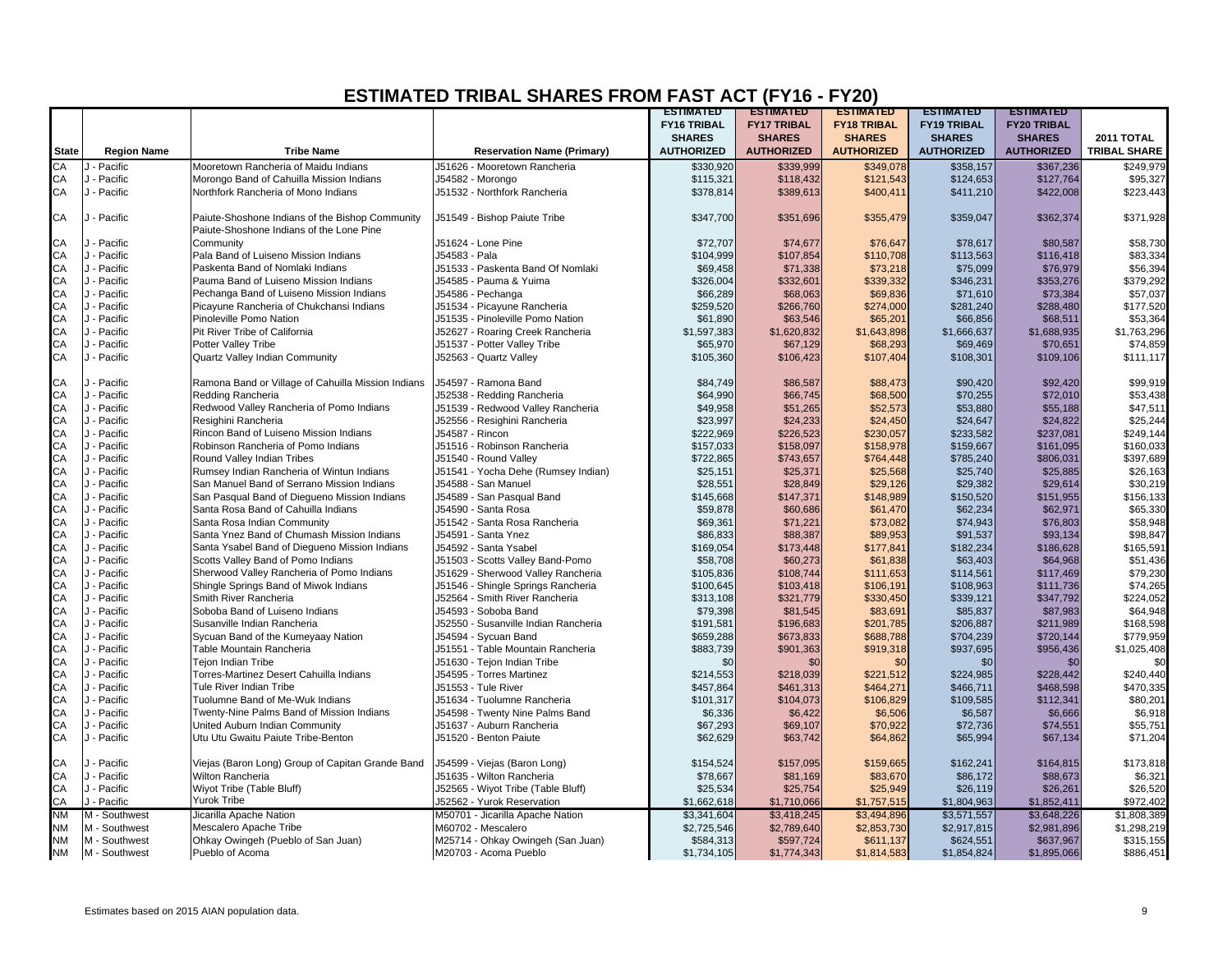# ESTIMATED TRIBAL SHARES FROM FAST ACT (FY16 - FY20)

| State | Region Name | Tribe Name | Reservation Name (Primary) | ESTIMATED FY16 TRIBAL SHARES AUTHORIZED | ESTIMATED FY17 TRIBAL SHARES AUTHORIZED | ESTIMATED FY18 TRIBAL SHARES AUTHORIZED | ESTIMATED FY19 TRIBAL SHARES AUTHORIZED | ESTIMATED FY20 TRIBAL SHARES AUTHORIZED | 2011 TOTAL TRIBAL SHARE |
|---|---|---|---|---|---|---|---|---|---|
| CA | J - Pacific | Mooretown Rancheria of Maidu Indians | J51626 - Mooretown Rancheria | $330,920 | $339,999 | $349,078 | $358,157 | $367,236 | $249,979 |
| CA | J - Pacific | Morongo Band of Cahuilla Mission Indians | J54582 - Morongo | $115,321 | $118,432 | $121,543 | $124,653 | $127,764 | $95,327 |
| CA | J - Pacific | Northfork Rancheria of Mono Indians | J51532 - Northfork Rancheria | $378,814 | $389,613 | $400,411 | $411,210 | $422,008 | $223,443 |
| CA | J - Pacific | Paiute-Shoshone Indians of the Bishop Community | J51549 - Bishop Paiute Tribe | $347,700 | $351,696 | $355,479 | $359,047 | $362,374 | $371,928 |
| CA | J - Pacific | Paiute-Shoshone Indians of the Lone Pine Community | J51624 - Lone Pine | $72,707 | $74,677 | $76,647 | $78,617 | $80,587 | $58,730 |
| CA | J - Pacific | Pala Band of Luiseno Mission Indians | J54583 - Pala | $104,999 | $107,854 | $110,708 | $113,563 | $116,418 | $83,334 |
| CA | J - Pacific | Paskenta Band of Nomlaki Indians | J51533 - Paskenta Band Of Nomlaki | $69,458 | $71,338 | $73,218 | $75,099 | $76,979 | $56,394 |
| CA | J - Pacific | Pauma Band of Luiseno Mission Indians | J54585 - Pauma & Yuima | $326,004 | $332,601 | $339,332 | $346,231 | $353,276 | $379,292 |
| CA | J - Pacific | Pechanga Band of Luiseno Mission Indians | J54586 - Pechanga | $66,289 | $68,063 | $69,836 | $71,610 | $73,384 | $57,037 |
| CA | J - Pacific | Picayune Rancheria of Chukchansi Indians | J51534 - Picayune Rancheria | $259,520 | $266,760 | $274,000 | $281,240 | $288,480 | $177,520 |
| CA | J - Pacific | Pinoleville Pomo Nation | J51535 - Pinoleville Pomo Nation | $61,890 | $63,546 | $65,201 | $66,856 | $68,511 | $53,364 |
| CA | J - Pacific | Pit River Tribe of California | J52627 - Roaring Creek Rancheria | $1,597,383 | $1,620,832 | $1,643,898 | $1,666,637 | $1,688,935 | $1,763,296 |
| CA | J - Pacific | Potter Valley Tribe | J51537 - Potter Valley Tribe | $65,970 | $67,129 | $68,293 | $69,469 | $70,651 | $74,859 |
| CA | J - Pacific | Quartz Valley Indian Community | J52563 - Quartz Valley | $105,360 | $106,423 | $107,404 | $108,301 | $109,106 | $111,117 |
| CA | J - Pacific | Ramona Band or Village of Cahuilla Mission Indians | J54597 - Ramona Band | $84,749 | $86,587 | $88,473 | $90,420 | $92,420 | $99,919 |
| CA | J - Pacific | Redding Rancheria | J52538 - Redding Rancheria | $64,990 | $66,745 | $68,500 | $70,255 | $72,010 | $53,438 |
| CA | J - Pacific | Redwood Valley Rancheria of Pomo Indians | J51539 - Redwood Valley Rancheria | $49,958 | $51,265 | $52,573 | $53,880 | $55,188 | $47,511 |
| CA | J - Pacific | Resighini Rancheria | J52556 - Resighini Rancheria | $23,997 | $24,233 | $24,450 | $24,647 | $24,822 | $25,244 |
| CA | J - Pacific | Rincon Band of Luiseno Mission Indians | J54587 - Rincon | $222,969 | $226,523 | $230,057 | $233,582 | $237,081 | $249,144 |
| CA | J - Pacific | Robinson Rancheria of Pomo Indians | J51516 - Robinson Rancheria | $157,033 | $158,097 | $158,978 | $159,667 | $161,095 | $160,033 |
| CA | J - Pacific | Round Valley Indian Tribes | J51540 - Round Valley | $722,865 | $743,657 | $764,448 | $785,240 | $806,031 | $397,689 |
| CA | J - Pacific | Rumsey Indian Rancheria of Wintun Indians | J51541 - Yocha Dehe (Rumsey Indian) | $25,151 | $25,371 | $25,568 | $25,740 | $25,885 | $26,163 |
| CA | J - Pacific | San Manuel Band of Serrano Mission Indians | J54588 - San Manuel | $28,551 | $28,849 | $29,126 | $29,382 | $29,614 | $30,219 |
| CA | J - Pacific | San Pasqual Band of Diegueno Mission Indians | J54589 - San Pasqual Band | $145,668 | $147,371 | $148,989 | $150,520 | $151,955 | $156,133 |
| CA | J - Pacific | Santa Rosa Band of Cahuilla Indians | J54590 - Santa Rosa | $59,878 | $60,686 | $61,470 | $62,234 | $62,971 | $65,330 |
| CA | J - Pacific | Santa Rosa Indian Community | J51542 - Santa Rosa Rancheria | $69,361 | $71,221 | $73,082 | $74,943 | $76,803 | $58,948 |
| CA | J - Pacific | Santa Ynez Band of Chumash Mission Indians | J54591 - Santa Ynez | $86,833 | $88,387 | $89,953 | $91,537 | $93,134 | $98,847 |
| CA | J - Pacific | Santa Ysabel Band of Diegueno Mission Indians | J54592 - Santa Ysabel | $169,054 | $173,448 | $177,841 | $182,234 | $186,628 | $165,591 |
| CA | J - Pacific | Scotts Valley Band of Pomo Indians | J51503 - Scotts Valley Band-Pomo | $58,708 | $60,273 | $61,838 | $63,403 | $64,968 | $51,436 |
| CA | J - Pacific | Sherwood Valley Rancheria of Pomo Indians | J51629 - Sherwood Valley Rancheria | $105,836 | $108,744 | $111,653 | $114,561 | $117,469 | $79,230 |
| CA | J - Pacific | Shingle Springs Band of Miwok Indians | J51546 - Shingle Springs Rancheria | $100,645 | $103,418 | $106,191 | $108,963 | $111,736 | $74,265 |
| CA | J - Pacific | Smith River Rancheria | J52564 - Smith River Rancheria | $313,108 | $321,779 | $330,450 | $339,121 | $347,792 | $224,052 |
| CA | J - Pacific | Soboba Band of Luiseno Indians | J54593 - Soboba Band | $79,398 | $81,545 | $83,691 | $85,837 | $87,983 | $64,948 |
| CA | J - Pacific | Susanville Indian Rancheria | J52550 - Susanville Indian Rancheria | $191,581 | $196,683 | $201,785 | $206,887 | $211,989 | $168,598 |
| CA | J - Pacific | Sycuan Band of the Kumeyaay Nation | J54594 - Sycuan Band | $659,288 | $673,833 | $688,788 | $704,239 | $720,144 | $779,959 |
| CA | J - Pacific | Table Mountain Rancheria | J51551 - Table Mountain Rancheria | $883,739 | $901,363 | $919,318 | $937,695 | $956,436 | $1,025,408 |
| CA | J - Pacific | Tejon Indian Tribe | J51630 - Tejon Indian Tribe | $0 | $0 | $0 | $0 | $0 | $0 |
| CA | J - Pacific | Torres-Martinez Desert Cahuilla Indians | J54595 - Torres Martinez | $214,553 | $218,039 | $221,512 | $224,985 | $228,442 | $240,440 |
| CA | J - Pacific | Tule River Indian Tribe | J51553 - Tule River | $457,864 | $461,313 | $464,271 | $466,711 | $468,598 | $470,335 |
| CA | J - Pacific | Tuolumne Band of Me-Wuk Indians | J51634 - Tuolumne Rancheria | $101,317 | $104,073 | $106,829 | $109,585 | $112,341 | $80,201 |
| CA | J - Pacific | Twenty-Nine Palms Band of Mission Indians | J54598 - Twenty Nine Palms Band | $6,336 | $6,422 | $6,506 | $6,587 | $6,666 | $6,918 |
| CA | J - Pacific | United Auburn Indian Community | J51637 - Auburn Rancheria | $67,293 | $69,107 | $70,922 | $72,736 | $74,551 | $55,751 |
| CA | J - Pacific | Utu Utu Gwaitu Paiute Tribe-Benton | J51520 - Benton Paiute | $62,629 | $63,742 | $64,862 | $65,994 | $67,134 | $71,204 |
| CA | J - Pacific | Viejas (Baron Long) Group of Capitan Grande Band | J54599 - Viejas (Baron Long) | $154,524 | $157,095 | $159,665 | $162,241 | $164,815 | $173,818 |
| CA | J - Pacific | Wilton Rancheria | J51635 - Wilton Rancheria | $78,667 | $81,169 | $83,670 | $86,172 | $88,673 | $6,321 |
| CA | J - Pacific | Wiyot Tribe (Table Bluff) | J52565 - Wiyot Tribe (Table Bluff) | $25,534 | $25,754 | $25,949 | $26,119 | $26,261 | $26,520 |
| CA | J - Pacific | Yurok Tribe | J52562 - Yurok Reservation | $1,662,618 | $1,710,066 | $1,757,515 | $1,804,963 | $1,852,411 | $972,402 |
| NM | M - Southwest | Jicarilla Apache Nation | M50701 - Jicarilla Apache Nation | $3,341,604 | $3,418,245 | $3,494,896 | $3,571,557 | $3,648,226 | $1,808,389 |
| NM | M - Southwest | Mescalero Apache Tribe | M60702 - Mescalero | $2,725,546 | $2,789,640 | $2,853,730 | $2,917,815 | $2,981,896 | $1,298,219 |
| NM | M - Southwest | Ohkay Owingeh (Pueblo of San Juan) | M25714 - Ohkay Owingeh (San Juan) | $584,313 | $597,724 | $611,137 | $624,551 | $637,967 | $315,155 |
| NM | M - Southwest | Pueblo of Acoma | M20703 - Acoma Pueblo | $1,734,105 | $1,774,343 | $1,814,583 | $1,854,824 | $1,895,066 | $886,451 |

Estimates based on 2015 AIAN population data.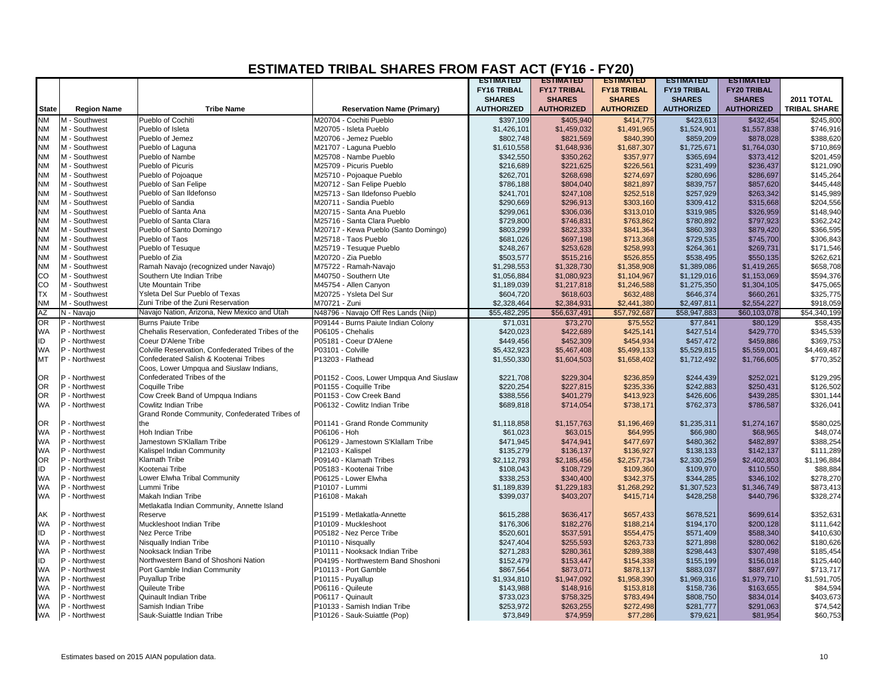# ESTIMATED TRIBAL SHARES FROM FAST ACT (FY16 - FY20)

| State | Region Name | Tribe Name | Reservation Name (Primary) | ESTIMATED FY16 TRIBAL SHARES AUTHORIZED | ESTIMATED FY17 TRIBAL SHARES AUTHORIZED | ESTIMATED FY18 TRIBAL SHARES AUTHORIZED | ESTIMATED FY19 TRIBAL SHARES AUTHORIZED | ESTIMATED FY20 TRIBAL SHARES AUTHORIZED | 2011 TOTAL TRIBAL SHARE |
|---|---|---|---|---|---|---|---|---|---|
| NM | M - Southwest | Pueblo of Cochiti | M20704 - Cochiti Pueblo | $397,109 | $405,940 | $414,775 | $423,613 | $432,454 | $245,800 |
| NM | M - Southwest | Pueblo of Isleta | M20705 - Isleta Pueblo | $1,426,101 | $1,459,032 | $1,491,965 | $1,524,901 | $1,557,838 | $746,916 |
| NM | M - Southwest | Pueblo of Jemez | M20706 - Jemez Pueblo | $802,748 | $821,569 | $840,390 | $859,209 | $878,028 | $388,620 |
| NM | M - Southwest | Pueblo of Laguna | M21707 - Laguna Pueblo | $1,610,558 | $1,648,936 | $1,687,307 | $1,725,671 | $1,764,030 | $710,869 |
| NM | M - Southwest | Pueblo of Nambe | M25708 - Nambe Pueblo | $342,550 | $350,262 | $357,977 | $365,694 | $373,412 | $201,459 |
| NM | M - Southwest | Pueblo of Picuris | M25709 - Picuris Pueblo | $216,689 | $221,625 | $226,561 | $231,499 | $236,437 | $121,090 |
| NM | M - Southwest | Pueblo of Pojoaque | M25710 - Pojoaque Pueblo | $262,701 | $268,698 | $274,697 | $280,696 | $286,697 | $145,264 |
| NM | M - Southwest | Pueblo of San Felipe | M20712 - San Felipe Pueblo | $786,188 | $804,040 | $821,897 | $839,757 | $857,620 | $445,448 |
| NM | M - Southwest | Pueblo of San Ildefonso | M25713 - San Ildefonso Pueblo | $241,701 | $247,108 | $252,518 | $257,929 | $263,342 | $145,989 |
| NM | M - Southwest | Pueblo of Sandia | M20711 - Sandia Pueblo | $290,669 | $296,913 | $303,160 | $309,412 | $315,668 | $204,556 |
| NM | M - Southwest | Pueblo of Santa Ana | M20715 - Santa Ana Pueblo | $299,061 | $306,036 | $313,010 | $319,985 | $326,959 | $148,940 |
| NM | M - Southwest | Pueblo of Santa Clara | M25716 - Santa Clara Pueblo | $729,800 | $746,831 | $763,862 | $780,892 | $797,923 | $362,242 |
| NM | M - Southwest | Pueblo of Santo Domingo | M20717 - Kewa Pueblo (Santo Domingo) | $803,299 | $822,333 | $841,364 | $860,393 | $879,420 | $366,595 |
| NM | M - Southwest | Pueblo of Taos | M25718 - Taos Pueblo | $681,026 | $697,198 | $713,368 | $729,535 | $745,700 | $306,843 |
| NM | M - Southwest | Pueblo of Tesuque | M25719 - Tesuque Pueblo | $248,267 | $253,628 | $258,993 | $264,361 | $269,731 | $171,546 |
| NM | M - Southwest | Pueblo of Zia | M20720 - Zia Pueblo | $503,577 | $515,216 | $526,855 | $538,495 | $550,135 | $262,621 |
| NM | M - Southwest | Ramah Navajo (recognized under Navajo) | M75722 - Ramah-Navajo | $1,298,553 | $1,328,730 | $1,358,908 | $1,389,086 | $1,419,265 | $658,708 |
| CO | M - Southwest | Southern Ute Indian Tribe | M40750 - Southern Ute | $1,056,884 | $1,080,923 | $1,104,967 | $1,129,016 | $1,153,069 | $594,376 |
| CO | M - Southwest | Ute Mountain Tribe | M45754 - Allen Canyon | $1,189,039 | $1,217,818 | $1,246,588 | $1,275,350 | $1,304,105 | $475,065 |
| TX | M - Southwest | Ysleta Del Sur Pueblo of Texas | M20725 - Ysleta Del Sur | $604,720 | $618,603 | $632,488 | $646,374 | $660,261 | $325,775 |
| NM | M - Southwest | Zuni Tribe of the Zuni Reservation | M70721 - Zuni | $2,328,464 | $2,384,931 | $2,441,380 | $2,497,811 | $2,554,227 | $918,059 |
| AZ | N - Navajo | Navajo Nation, Arizona, New Mexico and Utah | N48796 - Navajo Off Res Lands (Niip) | $55,482,295 | $56,637,491 | $57,792,687 | $58,947,883 | $60,103,078 | $54,340,199 |
| OR | P - Northwest | Burns Paiute Tribe | P09144 - Burns Paiute Indian Colony | $71,031 | $73,270 | $75,552 | $77,841 | $80,129 | $58,435 |
| WA | P - Northwest | Chehalis Reservation, Confederated Tribes of the | P06105 - Chehalis | $420,023 | $422,689 | $425,141 | $427,514 | $429,770 | $345,539 |
| ID | P - Northwest | Coeur D'Alene Tribe | P05181 - Coeur D'Alene | $449,456 | $452,309 | $454,934 | $457,472 | $459,886 | $369,753 |
| WA | P - Northwest | Colville Reservation, Confederated Tribes of the | P03101 - Colville | $5,432,923 | $5,467,408 | $5,499,133 | $5,529,815 | $5,559,001 | $4,469,487 |
| MT | P - Northwest | Confederated Salish & Kootenai Tribes | P13203 - Flathead | $1,550,330 | $1,604,503 | $1,658,402 | $1,712,492 | $1,766,605 | $770,352 |
| OR | P - Northwest | Coos, Lower Umpqua and Siuslaw Indians, Confederated Tribes of the | P01152 - Coos, Lower Umpqua And Siuslaw | $221,708 | $229,304 | $236,859 | $244,439 | $252,021 | $129,295 |
| OR | P - Northwest | Coquille Tribe | P01155 - Coquille Tribe | $220,254 | $227,815 | $235,336 | $242,883 | $250,431 | $126,502 |
| OR | P - Northwest | Cow Creek Band of Umpqua Indians | P01153 - Cow Creek Band | $388,556 | $401,279 | $413,923 | $426,606 | $439,285 | $301,144 |
| WA | P - Northwest | Cowlitz Indian Tribe | P06132 - Cowlitz Indian Tribe | $689,818 | $714,054 | $738,171 | $762,373 | $786,587 | $326,041 |
| OR | P - Northwest | Grand Ronde Community, Confederated Tribes of the | P01141 - Grand Ronde Community | $1,118,858 | $1,157,763 | $1,196,469 | $1,235,311 | $1,274,167 | $580,025 |
| WA | P - Northwest | Hoh Indian Tribe | P06106 - Hoh | $61,023 | $63,015 | $64,995 | $66,980 | $68,965 | $48,074 |
| WA | P - Northwest | Jamestown S'Klallam Tribe | P06129 - Jamestown S'Klallam Tribe | $471,945 | $474,941 | $477,697 | $480,362 | $482,897 | $388,254 |
| WA | P - Northwest | Kalispel Indian Community | P12103 - Kalispel | $135,279 | $136,137 | $136,927 | $138,133 | $142,137 | $111,289 |
| OR | P - Northwest | Klamath Tribe | P09140 - Klamath Tribes | $2,112,793 | $2,185,456 | $2,257,734 | $2,330,259 | $2,402,803 | $1,196,884 |
| ID | P - Northwest | Kootenai Tribe | P05183 - Kootenai Tribe | $108,043 | $108,729 | $109,360 | $109,970 | $110,550 | $88,884 |
| WA | P - Northwest | Lower Elwha Tribal Community | P06125 - Lower Elwha | $338,253 | $340,400 | $342,375 | $344,285 | $346,102 | $278,270 |
| WA | P - Northwest | Lummi Tribe | P10107 - Lummi | $1,189,839 | $1,229,183 | $1,268,292 | $1,307,523 | $1,346,749 | $873,413 |
| WA | P - Northwest | Makah Indian Tribe | P16108 - Makah | $399,037 | $403,207 | $415,714 | $428,258 | $440,796 | $328,274 |
| AK | P - Northwest | Metlakatla Indian Community, Annette Island Reserve | P15199 - Metlakatla-Annette | $615,288 | $636,417 | $657,433 | $678,521 | $699,614 | $352,631 |
| WA | P - Northwest | Muckleshoot Indian Tribe | P10109 - Muckleshoot | $176,306 | $182,276 | $188,214 | $194,170 | $200,128 | $111,642 |
| ID | P - Northwest | Nez Perce Tribe | P05182 - Nez Perce Tribe | $520,601 | $537,591 | $554,475 | $571,409 | $588,340 | $410,630 |
| WA | P - Northwest | Nisqually Indian Tribe | P10110 - Nisqually | $247,404 | $255,593 | $263,733 | $271,898 | $280,062 | $180,626 |
| WA | P - Northwest | Nooksack Indian Tribe | P10111 - Nooksack Indian Tribe | $271,283 | $280,361 | $289,388 | $298,443 | $307,498 | $185,454 |
| ID | P - Northwest | Northwestern Band of Shoshoni Nation | P04195 - Northwestern Band Shoshoni | $152,479 | $153,447 | $154,338 | $155,199 | $156,018 | $125,440 |
| WA | P - Northwest | Port Gamble Indian Community | P10113 - Port Gamble | $867,564 | $873,071 | $878,137 | $883,037 | $887,697 | $713,717 |
| WA | P - Northwest | Puyallup Tribe | P10115 - Puyallup | $1,934,810 | $1,947,092 | $1,958,390 | $1,969,316 | $1,979,710 | $1,591,705 |
| WA | P - Northwest | Quileute Tribe | P06116 - Quileute | $143,988 | $148,916 | $153,818 | $158,736 | $163,655 | $84,594 |
| WA | P - Northwest | Quinault Indian Tribe | P06117 - Quinault | $733,023 | $758,325 | $783,494 | $808,750 | $834,014 | $403,673 |
| WA | P - Northwest | Samish Indian Tribe | P10133 - Samish Indian Tribe | $253,972 | $263,255 | $272,498 | $281,777 | $291,063 | $74,542 |
| WA | P - Northwest | Sauk-Suiattle Indian Tribe | P10126 - Sauk-Suiattle (Pop) | $73,849 | $74,959 | $77,286 | $79,621 | $81,954 | $60,753 |

Estimates based on 2015 AIAN population data.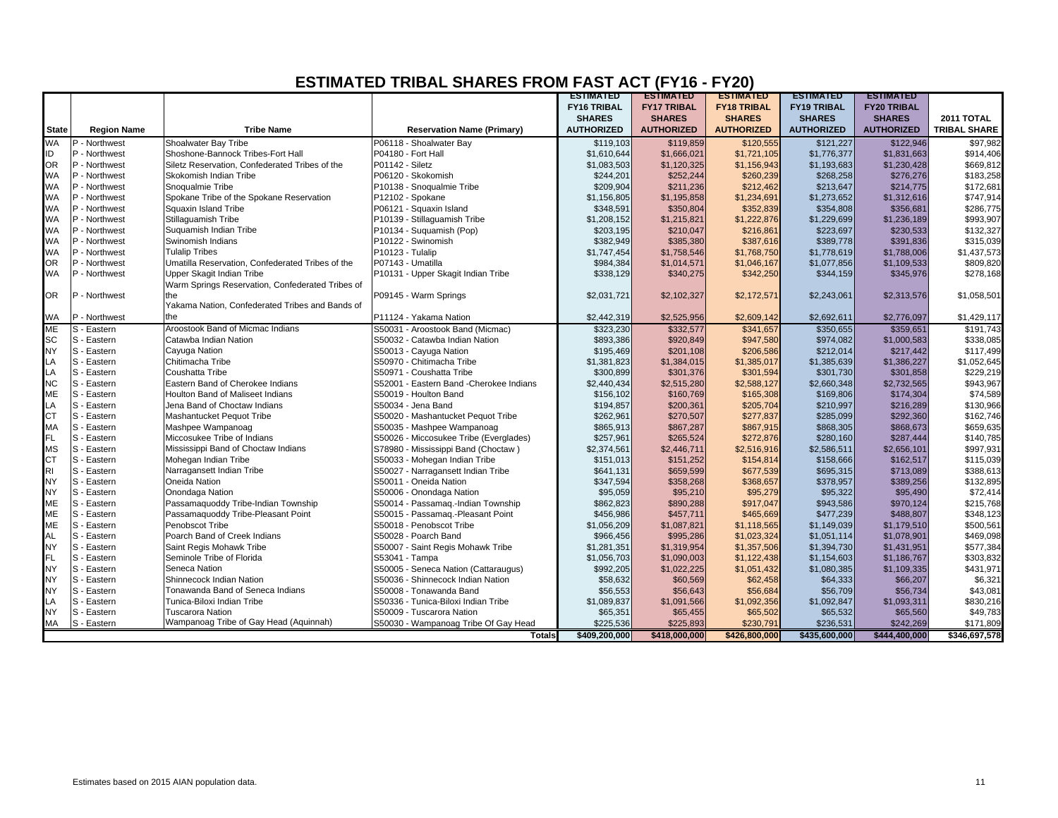# ESTIMATED TRIBAL SHARES FROM FAST ACT (FY16 - FY20)

| State | Region Name | Tribe Name | Reservation Name (Primary) | ESTIMATED FY16 TRIBAL SHARES AUTHORIZED | ESTIMATED FY17 TRIBAL SHARES AUTHORIZED | ESTIMATED FY18 TRIBAL SHARES AUTHORIZED | ESTIMATED FY19 TRIBAL SHARES AUTHORIZED | ESTIMATED FY20 TRIBAL SHARES AUTHORIZED | 2011 TOTAL TRIBAL SHARE |
|---|---|---|---|---|---|---|---|---|---|
| WA | P - Northwest | Shoalwater Bay Tribe | P06118 - Shoalwater Bay | $119,103 | $119,859 | $120,555 | $121,227 | $122,946 | $97,982 |
| ID | P - Northwest | Shoshone-Bannock Tribes-Fort Hall | P04180 - Fort Hall | $1,610,644 | $1,666,021 | $1,721,105 | $1,776,377 | $1,831,663 | $914,406 |
| OR | P - Northwest | Siletz Reservation, Confederated Tribes of the | P01142 - Siletz | $1,083,503 | $1,120,325 | $1,156,943 | $1,193,683 | $1,230,428 | $669,812 |
| WA | P - Northwest | Skokomish Indian Tribe | P06120 - Skokomish | $244,201 | $252,244 | $260,239 | $268,258 | $276,276 | $183,258 |
| WA | P - Northwest | Snoqualmie Tribe | P10138 - Snoqualmie Tribe | $209,904 | $211,236 | $212,462 | $213,647 | $214,775 | $172,681 |
| WA | P - Northwest | Spokane Tribe of the Spokane Reservation | P12102 - Spokane | $1,156,805 | $1,195,858 | $1,234,691 | $1,273,652 | $1,312,616 | $747,914 |
| WA | P - Northwest | Squaxin Island Tribe | P06121 - Squaxin Island | $348,591 | $350,804 | $352,839 | $354,808 | $356,681 | $286,775 |
| WA | P - Northwest | Stillaguamish Tribe | P10139 - Stillaguamish Tribe | $1,208,152 | $1,215,821 | $1,222,876 | $1,229,699 | $1,236,189 | $993,907 |
| WA | P - Northwest | Suquamish Indian Tribe | P10134 - Suquamish (Pop) | $203,195 | $210,047 | $216,861 | $223,697 | $230,533 | $132,327 |
| WA | P - Northwest | Swinomish Indians | P10122 - Swinomish | $382,949 | $385,380 | $387,616 | $389,778 | $391,836 | $315,039 |
| WA | P - Northwest | Tulalip Tribes | P10123 - Tulalip | $1,747,454 | $1,758,546 | $1,768,750 | $1,778,619 | $1,788,006 | $1,437,573 |
| OR | P - Northwest | Umatilla Reservation, Confederated Tribes of the | P07143 - Umatilla | $984,384 | $1,014,571 | $1,046,167 | $1,077,856 | $1,109,533 | $809,820 |
| WA | P - Northwest | Upper Skagit Indian Tribe | P10131 - Upper Skagit Indian Tribe | $338,129 | $340,275 | $342,250 | $344,159 | $345,976 | $278,168 |
| OR | P - Northwest | Warm Springs Reservation, Confederated Tribes of the | P09145 - Warm Springs | $2,031,721 | $2,102,327 | $2,172,571 | $2,243,061 | $2,313,576 | $1,058,501 |
| WA | P - Northwest | Yakama Nation, Confederated Tribes and Bands of the | P11124 - Yakama Nation | $2,442,319 | $2,525,956 | $2,609,142 | $2,692,611 | $2,776,097 | $1,429,117 |
| ME | S - Eastern | Aroostook Band of Micmac Indians | S50031 - Aroostook Band (Micmac) | $323,230 | $332,577 | $341,657 | $350,655 | $359,651 | $191,743 |
| SC | S - Eastern | Catawba Indian Nation | S50032 - Catawba Indian Nation | $893,386 | $920,849 | $947,580 | $974,082 | $1,000,583 | $338,085 |
| NY | S - Eastern | Cayuga Nation | S50013 - Cayuga Nation | $195,469 | $201,108 | $206,586 | $212,014 | $217,442 | $117,499 |
| LA | S - Eastern | Chitimacha Tribe | S50970 - Chitimacha Tribe | $1,381,823 | $1,384,015 | $1,385,017 | $1,385,639 | $1,386,227 | $1,052,645 |
| LA | S - Eastern | Coushatta Tribe | S50971 - Coushatta Tribe | $300,899 | $301,376 | $301,594 | $301,730 | $301,858 | $229,219 |
| NC | S - Eastern | Eastern Band of Cherokee Indians | S52001 - Eastern Band -Cherokee Indians | $2,440,434 | $2,515,280 | $2,588,127 | $2,660,348 | $2,732,565 | $943,967 |
| ME | S - Eastern | Houlton Band of Maliseet Indians | S50019 - Houlton Band | $156,102 | $160,769 | $165,308 | $169,806 | $174,304 | $74,589 |
| LA | S - Eastern | Jena Band of Choctaw Indians | S50034 - Jena Band | $194,857 | $200,361 | $205,704 | $210,997 | $216,289 | $130,966 |
| CT | S - Eastern | Mashantucket Pequot Tribe | S50020 - Mashantucket Pequot Tribe | $262,961 | $270,507 | $277,837 | $285,099 | $292,360 | $162,746 |
| MA | S - Eastern | Mashpee Wampanoag | S50035 - Mashpee Wampanoag | $865,913 | $867,287 | $867,915 | $868,305 | $868,673 | $659,635 |
| FL | S - Eastern | Miccosukee Tribe of Indians | S50026 - Miccosukee Tribe (Everglades) | $257,961 | $265,524 | $272,876 | $280,160 | $287,444 | $140,785 |
| MS | S - Eastern | Mississippi Band of Choctaw Indians | S78980 - Mississippi Band (Choctaw ) | $2,374,561 | $2,446,711 | $2,516,916 | $2,586,511 | $2,656,101 | $997,931 |
| CT | S - Eastern | Mohegan Indian Tribe | S50033 - Mohegan Indian Tribe | $151,013 | $151,252 | $154,814 | $158,666 | $162,517 | $115,039 |
| RI | S - Eastern | Narragansett Indian Tribe | S50027 - Narragansett Indian Tribe | $641,131 | $659,599 | $677,539 | $695,315 | $713,089 | $388,613 |
| NY | S - Eastern | Oneida Nation | S50011 - Oneida Nation | $347,594 | $358,268 | $368,657 | $378,957 | $389,256 | $132,895 |
| NY | S - Eastern | Onondaga Nation | S50006 - Onondaga Nation | $95,059 | $95,210 | $95,279 | $95,322 | $95,490 | $72,414 |
| ME | S - Eastern | Passamaquoddy Tribe-Indian Township | S50014 - Passamaq.-Indian Township | $862,823 | $890,288 | $917,047 | $943,586 | $970,124 | $215,768 |
| ME | S - Eastern | Passamaquoddy Tribe-Pleasant Point | S50015 - Passamaq.-Pleasant Point | $456,986 | $457,711 | $465,669 | $477,239 | $488,807 | $348,123 |
| ME | S - Eastern | Penobscot Tribe | S50018 - Penobscot Tribe | $1,056,209 | $1,087,821 | $1,118,565 | $1,149,039 | $1,179,510 | $500,561 |
| AL | S - Eastern | Poarch Band of Creek Indians | S50028 - Poarch Band | $966,456 | $995,286 | $1,023,324 | $1,051,114 | $1,078,901 | $469,098 |
| NY | S - Eastern | Saint Regis Mohawk Tribe | S50007 - Saint Regis Mohawk Tribe | $1,281,351 | $1,319,954 | $1,357,506 | $1,394,730 | $1,431,951 | $577,384 |
| FL | S - Eastern | Seminole Tribe of Florida | S53041 - Tampa | $1,056,703 | $1,090,003 | $1,122,438 | $1,154,603 | $1,186,767 | $303,832 |
| NY | S - Eastern | Seneca Nation | S50005 - Seneca Nation (Cattaraugus) | $992,205 | $1,022,225 | $1,051,432 | $1,080,385 | $1,109,335 | $431,971 |
| NY | S - Eastern | Shinnecock Indian Nation | S50036 - Shinnecock Indian Nation | $58,632 | $60,569 | $62,458 | $64,333 | $66,207 | $6,321 |
| NY | S - Eastern | Tonawanda Band of Seneca Indians | S50008 - Tonawanda Band | $56,553 | $56,643 | $56,684 | $56,709 | $56,734 | $43,081 |
| LA | S - Eastern | Tunica-Biloxi Indian Tribe | S50336 - Tunica-Biloxi Indian Tribe | $1,089,837 | $1,091,566 | $1,092,356 | $1,092,847 | $1,093,311 | $830,216 |
| NY | S - Eastern | Tuscarora Nation | S50009 - Tuscarora Nation | $65,351 | $65,455 | $65,502 | $65,532 | $65,560 | $49,783 |
| MA | S - Eastern | Wampanoag Tribe of Gay Head (Aquinnah) | S50030 - Wampanoag Tribe Of Gay Head | $225,536 | $225,893 | $230,791 | $236,531 | $242,269 | $171,809 |
| | | | **Totals** | **$409,200,000** | **$418,000,000** | **$426,800,000** | **$435,600,000** | **$444,400,000** | **$346,697,578** |

Estimates based on 2015 AIAN population data.